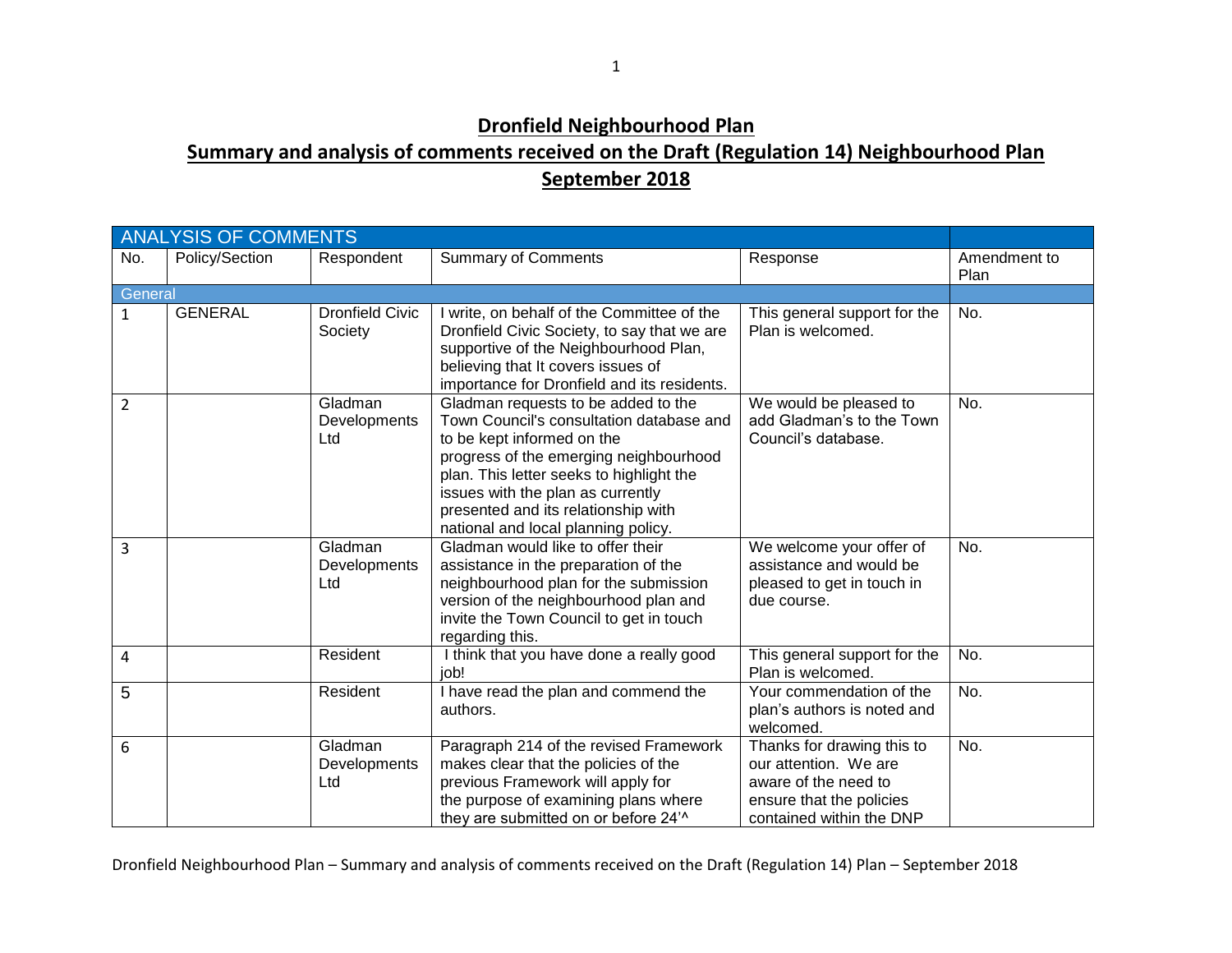# Dronfield Neighbourhood Plan

## Summary and analysis of comments received on the Draft (Regulation 14) Neighbourhood Plan

## September 2018

| ANALYSIS OF COMMENTS | | | | | |
|---|---|---|---|---|---|
| No. | Policy/Section | Respondent | Summary of Comments | Response | Amendment to Plan |
| General | | | | | |
| 1 | GENERAL | Dronfield Civic Society | I write, on behalf of the Committee of the Dronfield Civic Society, to say that we are supportive of the Neighbourhood Plan, believing that It covers issues of importance for Dronfield and its residents. | This general support for the Plan is welcomed. | No. |
| 2 | | Gladman Developments Ltd | Gladman requests to be added to the Town Council's consultation database and to be kept informed on the progress of the emerging neighbourhood plan. This letter seeks to highlight the issues with the plan as currently presented and its relationship with national and local planning policy. | We would be pleased to add Gladman's to the Town Council's database. | No. |
| 3 | | Gladman Developments Ltd | Gladman would like to offer their assistance in the preparation of the neighbourhood plan for the submission version of the neighbourhood plan and invite the Town Council to get in touch regarding this. | We welcome your offer of assistance and would be pleased to get in touch in due course. | No. |
| 4 | | Resident | I think that you have done a really good job! | This general support for the Plan is welcomed. | No. |
| 5 | | Resident | I have read the plan and commend the authors. | Your commendation of the plan's authors is noted and welcomed. | No. |
| 6 | | Gladman Developments Ltd | Paragraph 214 of the revised Framework makes clear that the policies of the previous Framework will apply for the purpose of examining plans where they are submitted on or before 24'^ | Thanks for drawing this to our attention. We are aware of the need to ensure that the policies contained within the DNP | No. |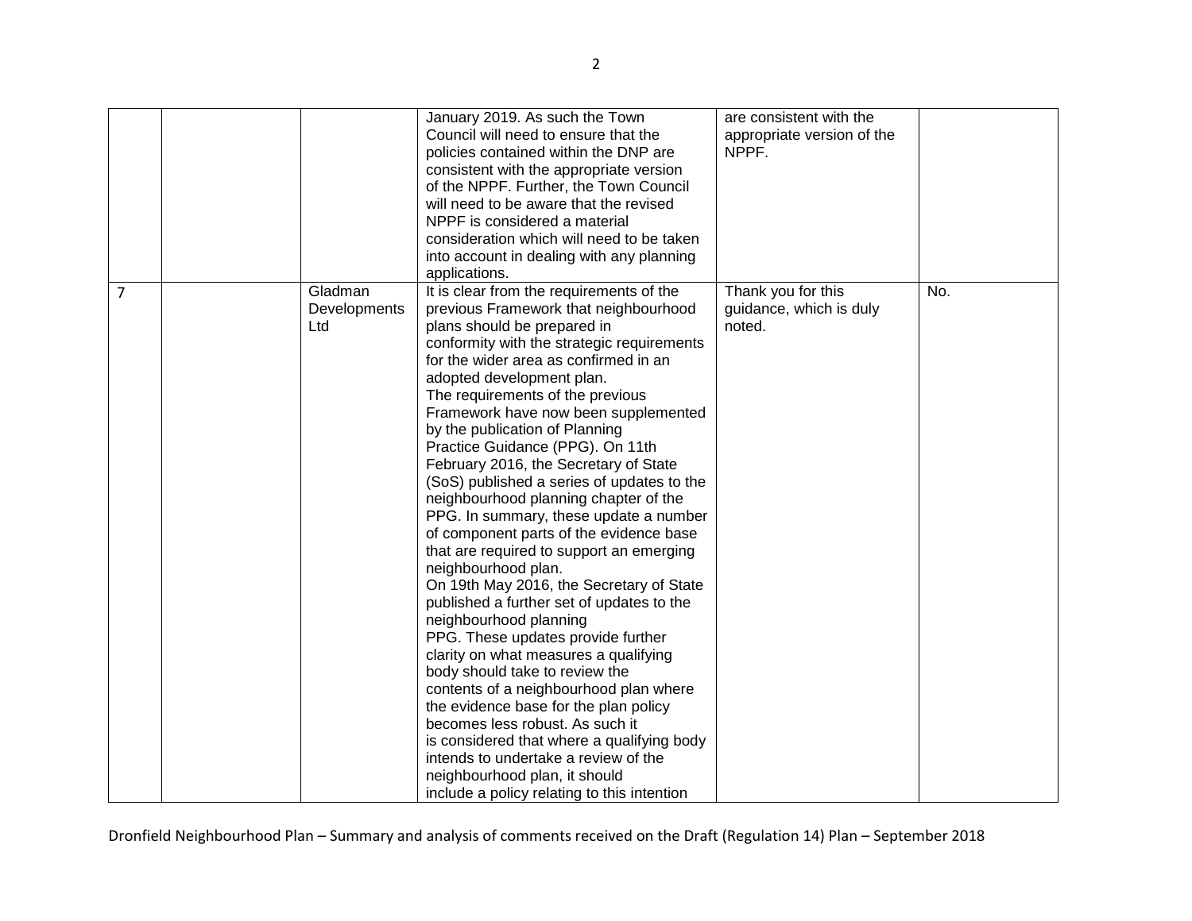| | | | | | |
|---|---|---|---|---|---|
| | | | January 2019. As such the Town Council will need to ensure that the policies contained within the DNP are consistent with the appropriate version of the NPPF. Further, the Town Council will need to be aware that the revised NPPF is considered a material consideration which will need to be taken into account in dealing with any planning applications. | are consistent with the appropriate version of the NPPF. | |
| 7 | | Gladman Developments Ltd | It is clear from the requirements of the previous Framework that neighbourhood plans should be prepared in conformity with the strategic requirements for the wider area as confirmed in an adopted development plan.<br>The requirements of the previous Framework have now been supplemented by the publication of Planning Practice Guidance (PPG). On 11th February 2016, the Secretary of State (SoS) published a series of updates to the neighbourhood planning chapter of the PPG. In summary, these update a number of component parts of the evidence base that are required to support an emerging neighbourhood plan.<br>On 19th May 2016, the Secretary of State published a further set of updates to the neighbourhood planning PPG. These updates provide further clarity on what measures a qualifying body should take to review the contents of a neighbourhood plan where the evidence base for the plan policy becomes less robust. As such it is considered that where a qualifying body intends to undertake a review of the neighbourhood plan, it should include a policy relating to this intention | Thank you for this guidance, which is duly noted. | No. |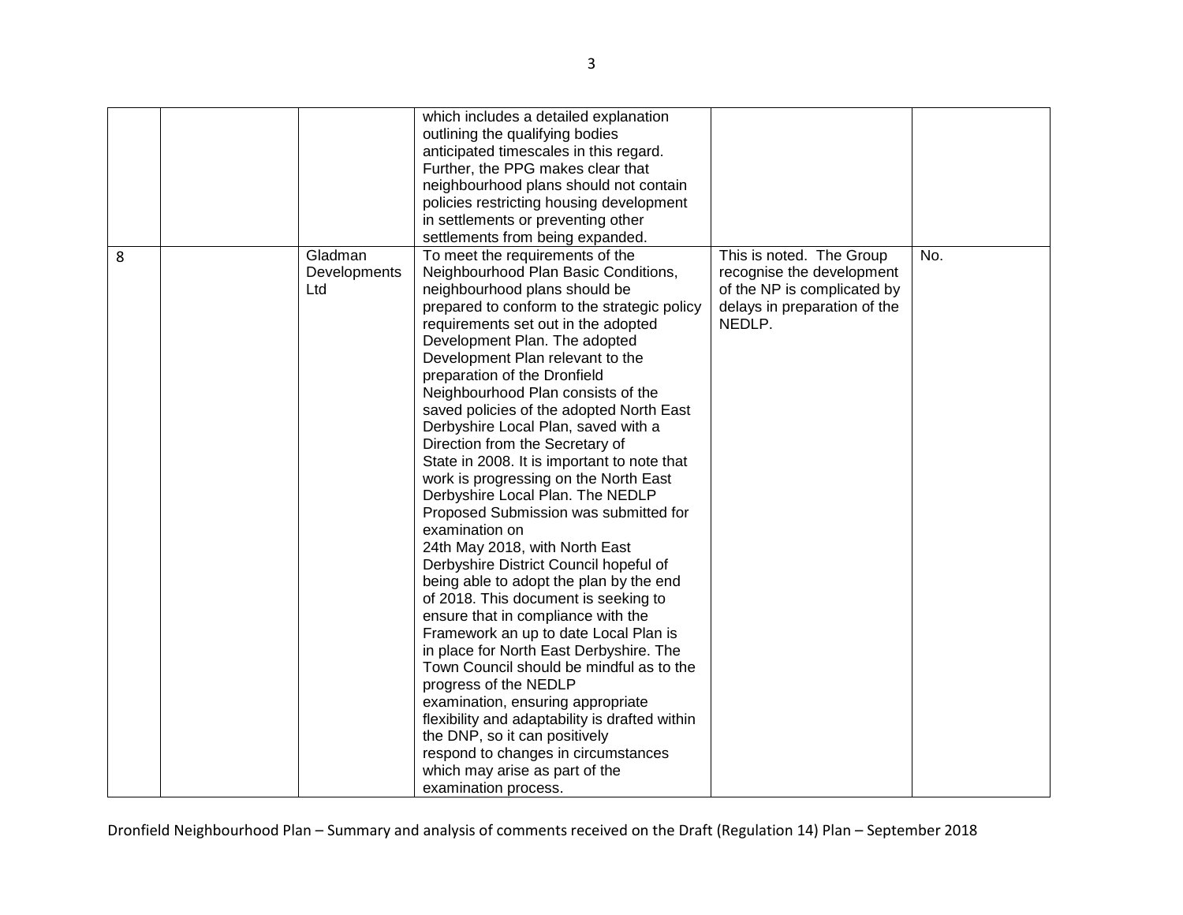| | | | | | |
|---|---|---|---|---|---|
| | | | which includes a detailed explanation outlining the qualifying bodies anticipated timescales in this regard. Further, the PPG makes clear that neighbourhood plans should not contain policies restricting housing development in settlements or preventing other settlements from being expanded. | | |
| 8 | | Gladman Developments Ltd | To meet the requirements of the Neighbourhood Plan Basic Conditions, neighbourhood plans should be prepared to conform to the strategic policy requirements set out in the adopted Development Plan. The adopted Development Plan relevant to the preparation of the Dronfield Neighbourhood Plan consists of the saved policies of the adopted North East Derbyshire Local Plan, saved with a Direction from the Secretary of State in 2008. It is important to note that work is progressing on the North East Derbyshire Local Plan. The NEDLP Proposed Submission was submitted for examination on 24th May 2018, with North East Derbyshire District Council hopeful of being able to adopt the plan by the end of 2018. This document is seeking to ensure that in compliance with the Framework an up to date Local Plan is in place for North East Derbyshire. The Town Council should be mindful as to the progress of the NEDLP examination, ensuring appropriate flexibility and adaptability is drafted within the DNP, so it can positively respond to changes in circumstances which may arise as part of the examination process. | This is noted. The Group recognise the development of the NP is complicated by delays in preparation of the NEDLP. | No. |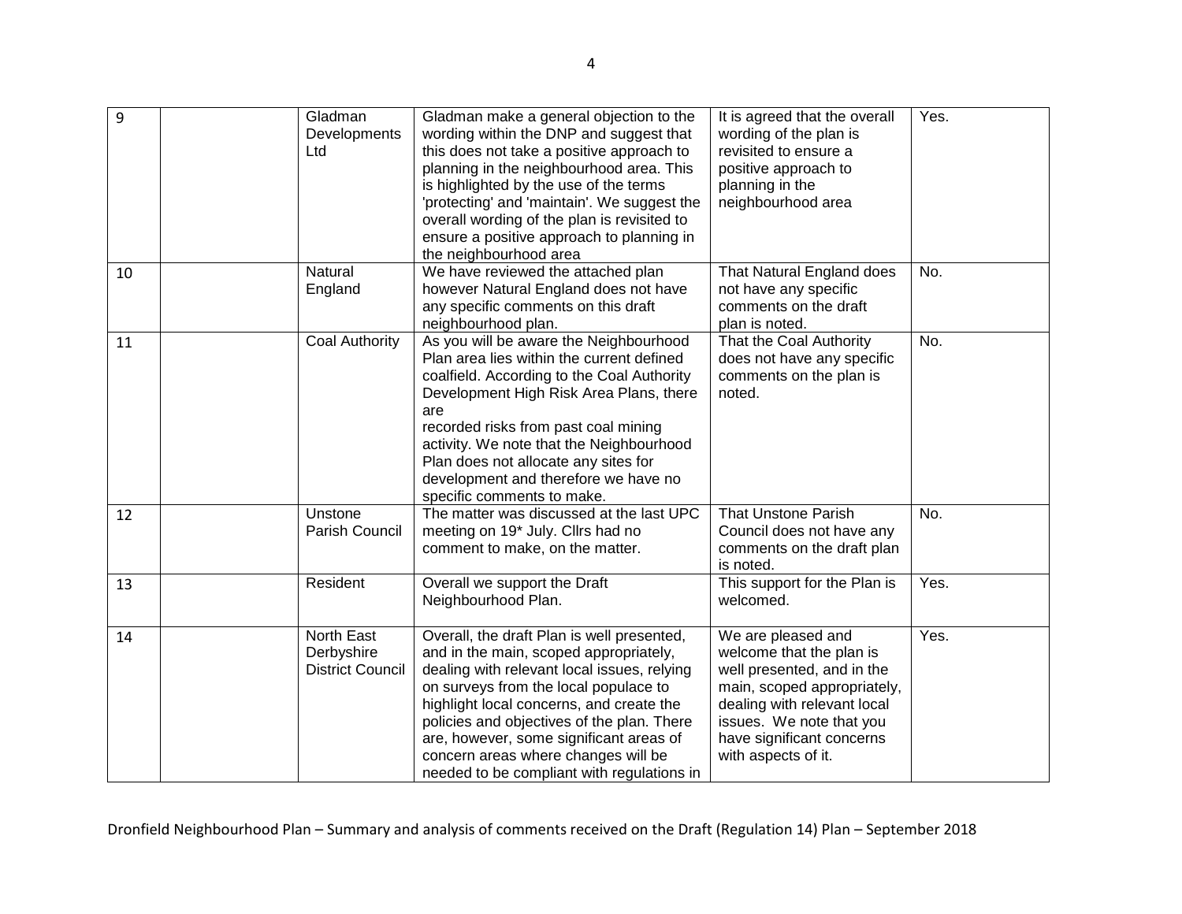| 9 | | Gladman Developments Ltd | Gladman make a general objection to the wording within the DNP and suggest that this does not take a positive approach to planning in the neighbourhood area. This is highlighted by the use of the terms 'protecting' and 'maintain'. We suggest the overall wording of the plan is revisited to ensure a positive approach to planning in the neighbourhood area | It is agreed that the overall wording of the plan is revisited to ensure a positive approach to planning in the neighbourhood area | Yes. |
|---|---|---|---|---|---|
| 10 | | Natural England | We have reviewed the attached plan however Natural England does not have any specific comments on this draft neighbourhood plan. | That Natural England does not have any specific comments on the draft plan is noted. | No. |
| 11 | | Coal Authority | As you will be aware the Neighbourhood Plan area lies within the current defined coalfield. According to the Coal Authority Development High Risk Area Plans, there are recorded risks from past coal mining activity. We note that the Neighbourhood Plan does not allocate any sites for development and therefore we have no specific comments to make. | That the Coal Authority does not have any specific comments on the plan is noted. | No. |
| 12 | | Unstone Parish Council | The matter was discussed at the last UPC meeting on 19* July. Cllrs had no comment to make, on the matter. | That Unstone Parish Council does not have any comments on the draft plan is noted. | No. |
| 13 | | Resident | Overall we support the Draft Neighbourhood Plan. | This support for the Plan is welcomed. | Yes. |
| 14 | | North East Derbyshire District Council | Overall, the draft Plan is well presented, and in the main, scoped appropriately, dealing with relevant local issues, relying on surveys from the local populace to highlight local concerns, and create the policies and objectives of the plan. There are, however, some significant areas of concern areas where changes will be needed to be compliant with regulations in | We are pleased and welcome that the plan is well presented, and in the main, scoped appropriately, dealing with relevant local issues. We note that you have significant concerns with aspects of it. | Yes. |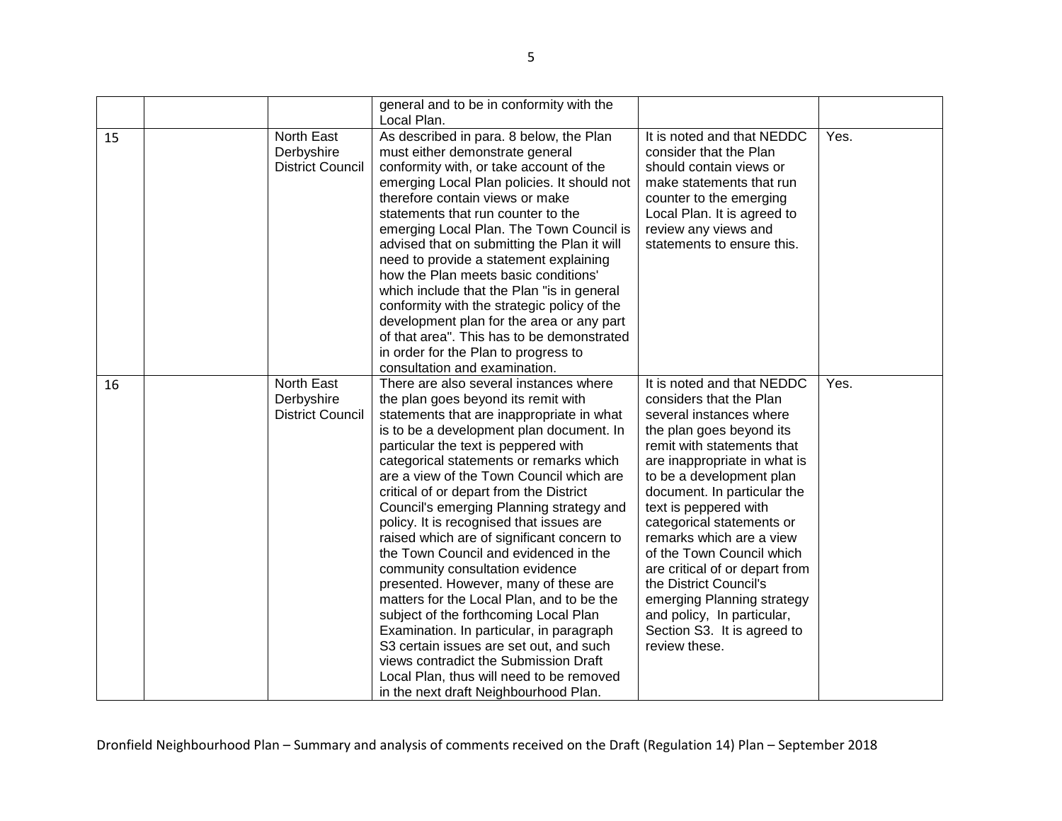| | | | | | |
|---|---|---|---|---|---|
| | | | general and to be in conformity with the Local Plan. | | |
| 15 | | North East Derbyshire District Council | As described in para. 8 below, the Plan must either demonstrate general conformity with, or take account of the emerging Local Plan policies. It should not therefore contain views or make statements that run counter to the emerging Local Plan. The Town Council is advised that on submitting the Plan it will need to provide a statement explaining how the Plan meets basic conditions' which include that the Plan "is in general conformity with the strategic policy of the development plan for the area or any part of that area". This has to be demonstrated in order for the Plan to progress to consultation and examination. | It is noted and that NEDDC consider that the Plan should contain views or make statements that run counter to the emerging Local Plan. It is agreed to review any views and statements to ensure this. | Yes. |
| 16 | | North East Derbyshire District Council | There are also several instances where the plan goes beyond its remit with statements that are inappropriate in what is to be a development plan document. In particular the text is peppered with categorical statements or remarks which are a view of the Town Council which are critical of or depart from the District Council's emerging Planning strategy and policy. It is recognised that issues are raised which are of significant concern to the Town Council and evidenced in the community consultation evidence presented. However, many of these are matters for the Local Plan, and to be the subject of the forthcoming Local Plan Examination. In particular, in paragraph S3 certain issues are set out, and such views contradict the Submission Draft Local Plan, thus will need to be removed in the next draft Neighbourhood Plan. | It is noted and that NEDDC considers that the Plan several instances where the plan goes beyond its remit with statements that are inappropriate in what is to be a development plan document. In particular the text is peppered with categorical statements or remarks which are a view of the Town Council which are critical of or depart from the District Council's emerging Planning strategy and policy, In particular, Section S3. It is agreed to review these. | Yes. |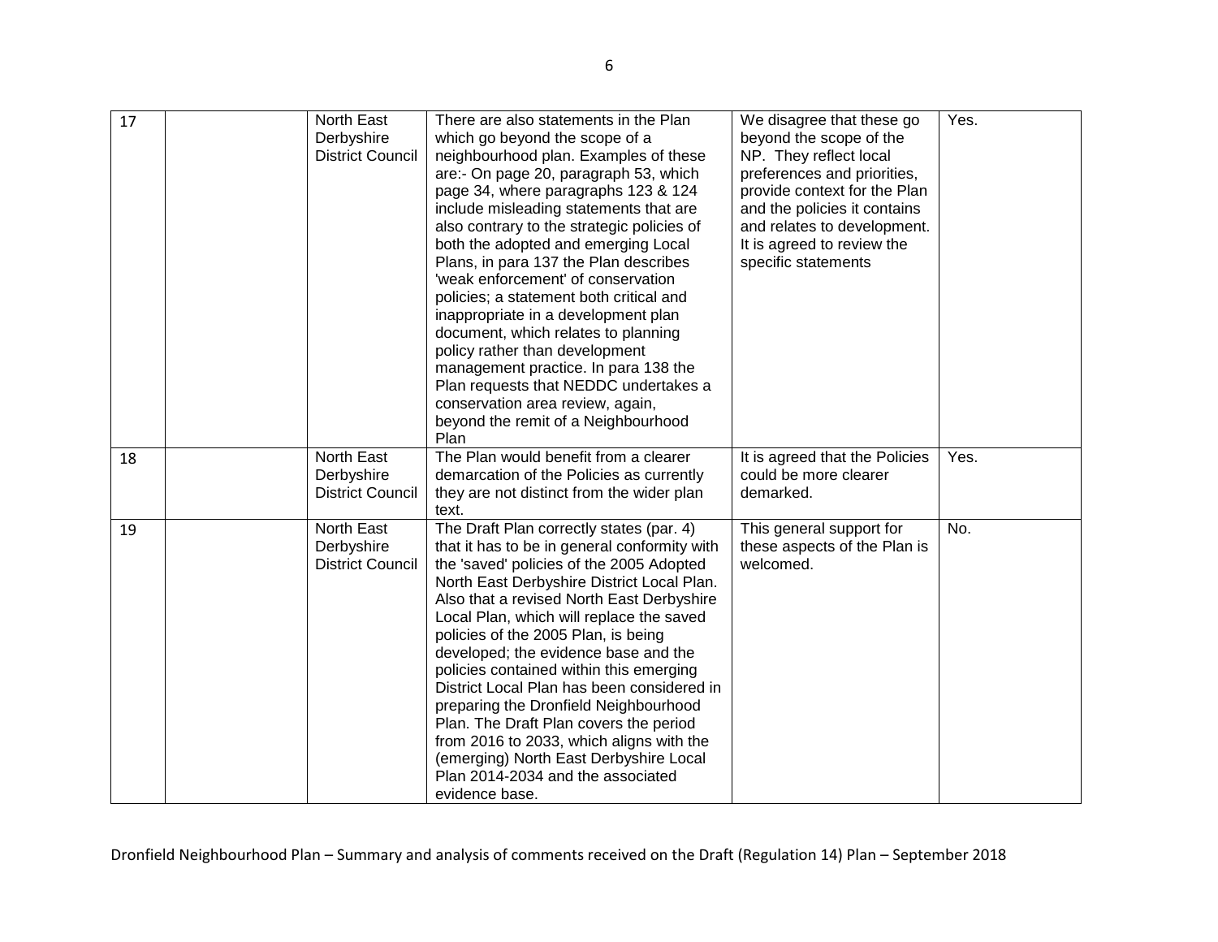| 17 | | North East Derbyshire District Council | There are also statements in the Plan which go beyond the scope of a neighbourhood plan. Examples of these are:- On page 20, paragraph 53, which page 34, where paragraphs 123 & 124 include misleading statements that are also contrary to the strategic policies of both the adopted and emerging Local Plans, in para 137 the Plan describes 'weak enforcement' of conservation policies; a statement both critical and inappropriate in a development plan document, which relates to planning policy rather than development management practice. In para 138 the Plan requests that NEDDC undertakes a conservation area review, again, beyond the remit of a Neighbourhood Plan | We disagree that these go beyond the scope of the NP. They reflect local preferences and priorities, provide context for the Plan and the policies it contains and relates to development. It is agreed to review the specific statements | Yes. |
|---|---|---|---|---|---|
| 18 | | North East Derbyshire District Council | The Plan would benefit from a clearer demarcation of the Policies as currently they are not distinct from the wider plan text. | It is agreed that the Policies could be more clearer demarked. | Yes. |
| 19 | | North East Derbyshire District Council | The Draft Plan correctly states (par. 4) that it has to be in general conformity with the 'saved' policies of the 2005 Adopted North East Derbyshire District Local Plan. Also that a revised North East Derbyshire Local Plan, which will replace the saved policies of the 2005 Plan, is being developed; the evidence base and the policies contained within this emerging District Local Plan has been considered in preparing the Dronfield Neighbourhood Plan. The Draft Plan covers the period from 2016 to 2033, which aligns with the (emerging) North East Derbyshire Local Plan 2014-2034 and the associated evidence base. | This general support for these aspects of the Plan is welcomed. | No. |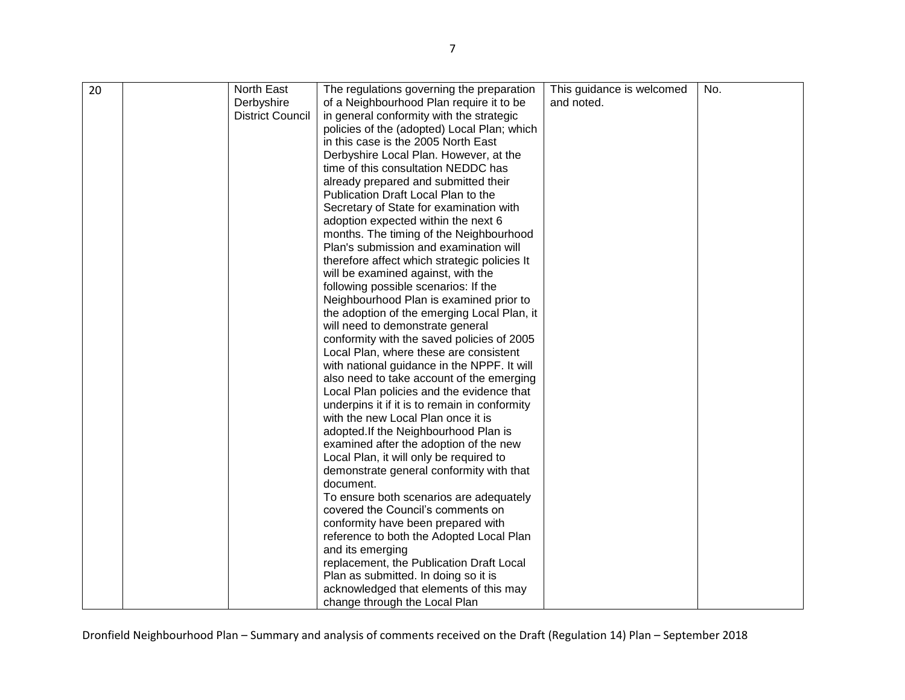| | | | | | |
|---|---|---|---|---|---|
| 20 | | North East Derbyshire District Council | The regulations governing the preparation of a Neighbourhood Plan require it to be in general conformity with the strategic policies of the (adopted) Local Plan; which in this case is the 2005 North East Derbyshire Local Plan. However, at the time of this consultation NEDDC has already prepared and submitted their Publication Draft Local Plan to the Secretary of State for examination with adoption expected within the next 6 months. The timing of the Neighbourhood Plan's submission and examination will therefore affect which strategic policies It will be examined against, with the following possible scenarios: If the Neighbourhood Plan is examined prior to the adoption of the emerging Local Plan, it will need to demonstrate general conformity with the saved policies of 2005 Local Plan, where these are consistent with national guidance in the NPPF. It will also need to take account of the emerging Local Plan policies and the evidence that underpins it if it is to remain in conformity with the new Local Plan once it is adopted.If the Neighbourhood Plan is examined after the adoption of the new Local Plan, it will only be required to demonstrate general conformity with that document.<br>To ensure both scenarios are adequately covered the Council's comments on conformity have been prepared with reference to both the Adopted Local Plan and its emerging replacement, the Publication Draft Local Plan as submitted. In doing so it is acknowledged that elements of this may change through the Local Plan | This guidance is welcomed and noted. | No. |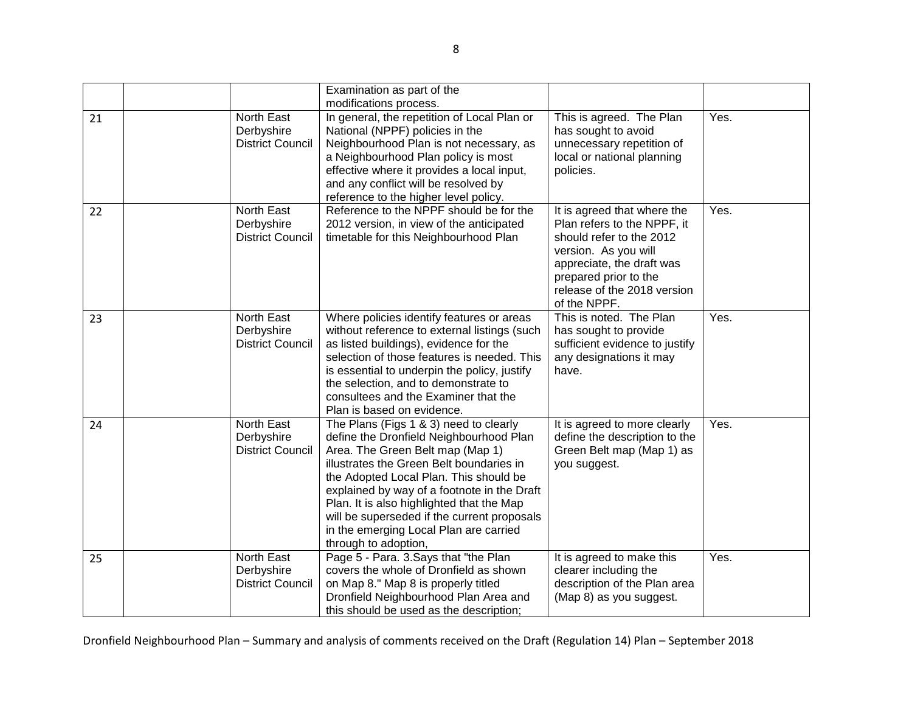| | | | | | |
|---|---|---|---|---|---|
| | | | Examination as part of the modifications process. | | |
| 21 | | North East Derbyshire District Council | In general, the repetition of Local Plan or National (NPPF) policies in the Neighbourhood Plan is not necessary, as a Neighbourhood Plan policy is most effective where it provides a local input, and any conflict will be resolved by reference to the higher level policy. | This is agreed. The Plan has sought to avoid unnecessary repetition of local or national planning policies. | Yes. |
| 22 | | North East Derbyshire District Council | Reference to the NPPF should be for the 2012 version, in view of the anticipated timetable for this Neighbourhood Plan | It is agreed that where the Plan refers to the NPPF, it should refer to the 2012 version. As you will appreciate, the draft was prepared prior to the release of the 2018 version of the NPPF. | Yes. |
| 23 | | North East Derbyshire District Council | Where policies identify features or areas without reference to external listings (such as listed buildings), evidence for the selection of those features is needed. This is essential to underpin the policy, justify the selection, and to demonstrate to consultees and the Examiner that the Plan is based on evidence. | This is noted. The Plan has sought to provide sufficient evidence to justify any designations it may have. | Yes. |
| 24 | | North East Derbyshire District Council | The Plans (Figs 1 & 3) need to clearly define the Dronfield Neighbourhood Plan Area. The Green Belt map (Map 1) illustrates the Green Belt boundaries in the Adopted Local Plan. This should be explained by way of a footnote in the Draft Plan. It is also highlighted that the Map will be superseded if the current proposals in the emerging Local Plan are carried through to adoption, | It is agreed to more clearly define the description to the Green Belt map (Map 1) as you suggest. | Yes. |
| 25 | | North East Derbyshire District Council | Page 5 - Para. 3.Says that "the Plan covers the whole of Dronfield as shown on Map 8." Map 8 is properly titled Dronfield Neighbourhood Plan Area and this should be used as the description; | It is agreed to make this clearer including the description of the Plan area (Map 8) as you suggest. | Yes. |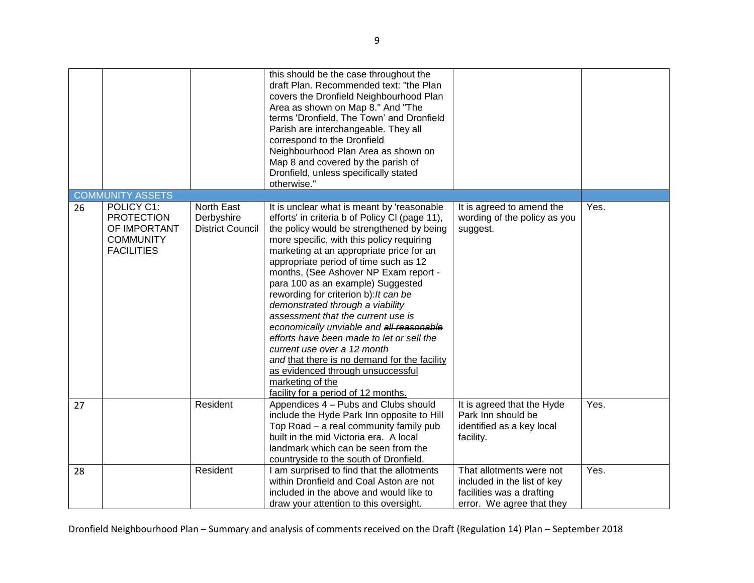| | | | | | |
|---|---|---|---|---|---|
| | | | this should be the case throughout the draft Plan. Recommended text: "the Plan covers the Dronfield Neighbourhood Plan Area as shown on Map 8." And "The terms 'Dronfield, The Town' and Dronfield Parish are interchangeable. They all correspond to the Dronfield Neighbourhood Plan Area as shown on Map 8 and covered by the parish of Dronfield, unless specifically stated otherwise." | | |
| COMMUNITY ASSETS | | | | | |
| 26 | POLICY C1: PROTECTION OF IMPORTANT COMMUNITY FACILITIES | North East Derbyshire District Council | It is unclear what is meant by 'reasonable efforts' in criteria b of Policy Cl (page 11), the policy would be strengthened by being more specific, with this policy requiring marketing at an appropriate price for an appropriate period of time such as 12 months, (See Ashover NP Exam report - para 100 as an example) Suggested rewording for criterion b):*It can be demonstrated through a viability assessment that the current use is economically unviable and ~~all reasonable efforts have been made to let or sell the current use over a 12 month~~ and* <u>that there is no demand for the facility as evidenced through unsuccessful marketing of the facility for a period of 12 months.</u> | It is agreed to amend the wording of the policy as you suggest. | Yes. |
| 27 | | Resident | Appendices 4 – Pubs and Clubs should include the Hyde Park Inn opposite to Hill Top Road – a real community family pub built in the mid Victoria era. A local landmark which can be seen from the countryside to the south of Dronfield. | It is agreed that the Hyde Park Inn should be identified as a key local facility. | Yes. |
| 28 | | Resident | I am surprised to find that the allotments within Dronfield and Coal Aston are not included in the above and would like to draw your attention to this oversight. | That allotments were not included in the list of key facilities was a drafting error. We agree that they | Yes. |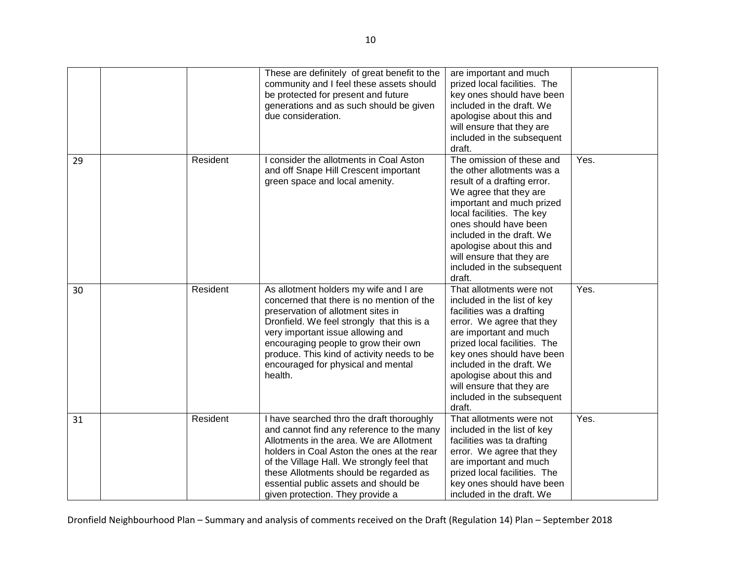| | | | | | |
|---|---|---|---|---|---|
| | | | These are definitely of great benefit to the community and I feel these assets should be protected for present and future generations and as such should be given due consideration. | are important and much prized local facilities. The key ones should have been included in the draft. We apologise about this and will ensure that they are included in the subsequent draft. | |
| 29 | | Resident | I consider the allotments in Coal Aston and off Snape Hill Crescent important green space and local amenity. | The omission of these and the other allotments was a result of a drafting error. We agree that they are important and much prized local facilities. The key ones should have been included in the draft. We apologise about this and will ensure that they are included in the subsequent draft. | Yes. |
| 30 | | Resident | As allotment holders my wife and I are concerned that there is no mention of the preservation of allotment sites in Dronfield. We feel strongly that this is a very important issue allowing and encouraging people to grow their own produce. This kind of activity needs to be encouraged for physical and mental health. | That allotments were not included in the list of key facilities was a drafting error. We agree that they are important and much prized local facilities. The key ones should have been included in the draft. We apologise about this and will ensure that they are included in the subsequent draft. | Yes. |
| 31 | | Resident | I have searched thro the draft thoroughly and cannot find any reference to the many Allotments in the area. We are Allotment holders in Coal Aston the ones at the rear of the Village Hall. We strongly feel that these Allotments should be regarded as essential public assets and should be given protection. They provide a | That allotments were not included in the list of key facilities was ta drafting error. We agree that they are important and much prized local facilities. The key ones should have been included in the draft. We | Yes. |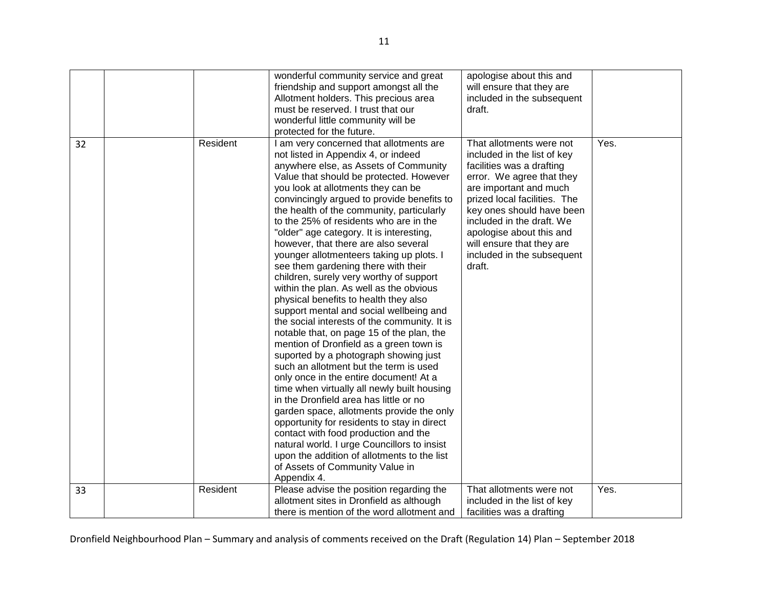| | | | | | |
|---|---|---|---|---|---|
| | | | wonderful community service and great friendship and support amongst all the Allotment holders. This precious area must be reserved. I trust that our wonderful little community will be protected for the future. | apologise about this and will ensure that they are included in the subsequent draft. | |
| 32 | | Resident | I am very concerned that allotments are not listed in Appendix 4, or indeed anywhere else, as Assets of Community Value that should be protected. However you look at allotments they can be convincingly argued to provide benefits to the health of the community, particularly to the 25% of residents who are in the "older" age category. It is interesting, however, that there are also several younger allotmenteers taking up plots. I see them gardening there with their children, surely very worthy of support within the plan. As well as the obvious physical benefits to health they also support mental and social wellbeing and the social interests of the community. It is notable that, on page 15 of the plan, the mention of Dronfield as a green town is suported by a photograph showing just such an allotment but the term is used only once in the entire document! At a time when virtually all newly built housing in the Dronfield area has little or no garden space, allotments provide the only opportunity for residents to stay in direct contact with food production and the natural world. I urge Councillors to insist upon the addition of allotments to the list of Assets of Community Value in Appendix 4. | That allotments were not included in the list of key facilities was a drafting error. We agree that they are important and much prized local facilities. The key ones should have been included in the draft. We apologise about this and will ensure that they are included in the subsequent draft. | Yes. |
| 33 | | Resident | Please advise the position regarding the allotment sites in Dronfield as although there is mention of the word allotment and | That allotments were not included in the list of key facilities was a drafting | Yes. |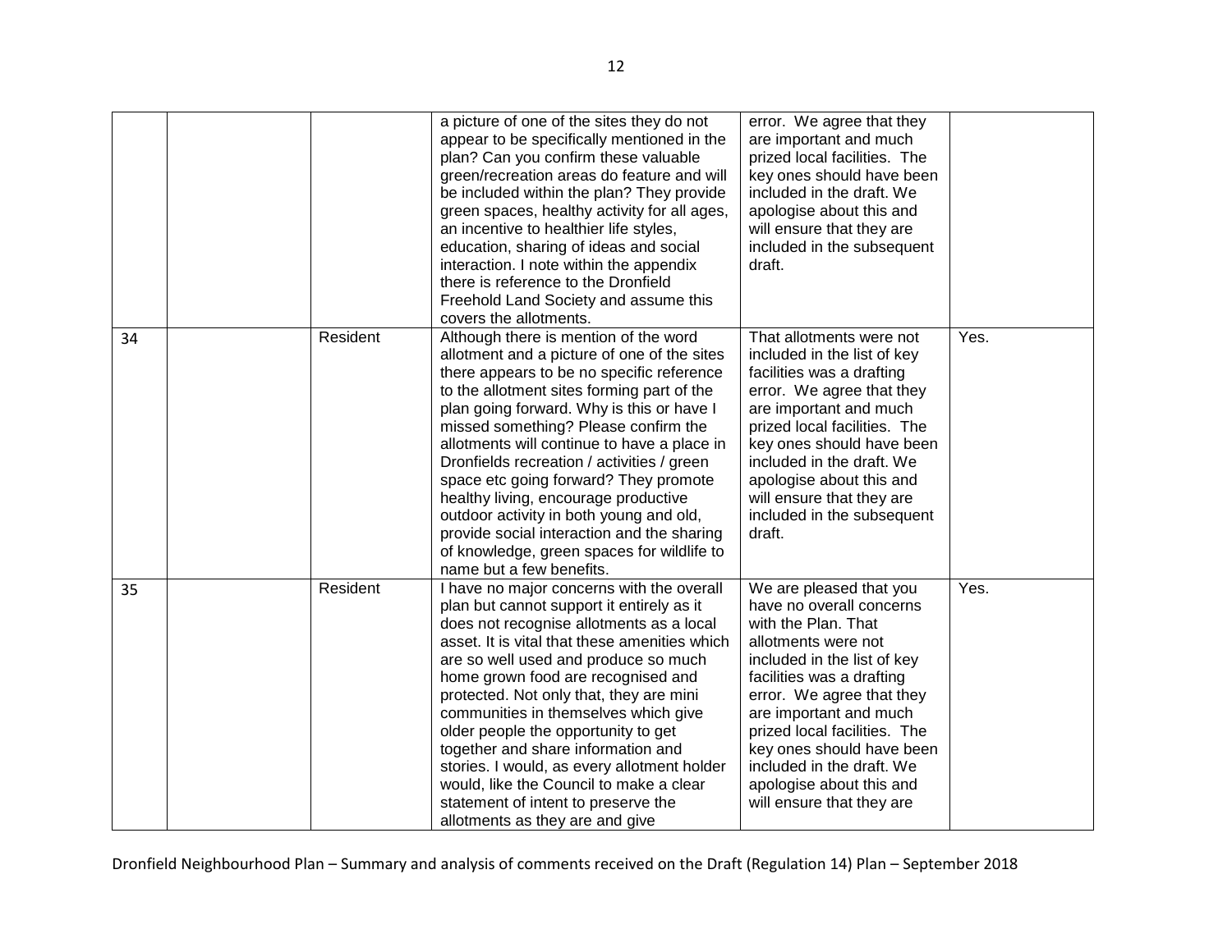| | | | | | |
|---|---|---|---|---|---|
| | | | a picture of one of the sites they do not appear to be specifically mentioned in the plan? Can you confirm these valuable green/recreation areas do feature and will be included within the plan? They provide green spaces, healthy activity for all ages, an incentive to healthier life styles, education, sharing of ideas and social interaction. I note within the appendix there is reference to the Dronfield Freehold Land Society and assume this covers the allotments. | error. We agree that they are important and much prized local facilities. The key ones should have been included in the draft. We apologise about this and will ensure that they are included in the subsequent draft. | |
| 34 | | Resident | Although there is mention of the word allotment and a picture of one of the sites there appears to be no specific reference to the allotment sites forming part of the plan going forward. Why is this or have I missed something? Please confirm the allotments will continue to have a place in Dronfields recreation / activities / green space etc going forward? They promote healthy living, encourage productive outdoor activity in both young and old, provide social interaction and the sharing of knowledge, green spaces for wildlife to name but a few benefits. | That allotments were not included in the list of key facilities was a drafting error. We agree that they are important and much prized local facilities. The key ones should have been included in the draft. We apologise about this and will ensure that they are included in the subsequent draft. | Yes. |
| 35 | | Resident | I have no major concerns with the overall plan but cannot support it entirely as it does not recognise allotments as a local asset. It is vital that these amenities which are so well used and produce so much home grown food are recognised and protected. Not only that, they are mini communities in themselves which give older people the opportunity to get together and share information and stories. I would, as every allotment holder would, like the Council to make a clear statement of intent to preserve the allotments as they are and give | We are pleased that you have no overall concerns with the Plan. That allotments were not included in the list of key facilities was a drafting error. We agree that they are important and much prized local facilities. The key ones should have been included in the draft. We apologise about this and will ensure that they are | Yes. |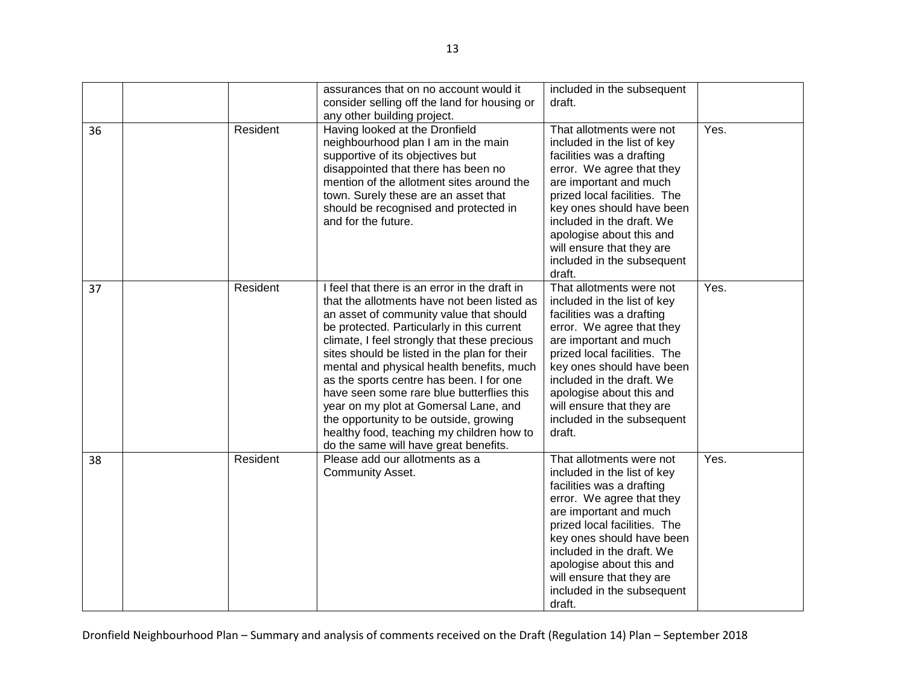| | | | | | |
|---|---|---|---|---|---|
| | | | assurances that on no account would it consider selling off the land for housing or any other building project. | included in the subsequent draft. | |
| 36 | | Resident | Having looked at the Dronfield neighbourhood plan I am in the main supportive of its objectives but disappointed that there has been no mention of the allotment sites around the town. Surely these are an asset that should be recognised and protected in and for the future. | That allotments were not included in the list of key facilities was a drafting error. We agree that they are important and much prized local facilities. The key ones should have been included in the draft. We apologise about this and will ensure that they are included in the subsequent draft. | Yes. |
| 37 | | Resident | I feel that there is an error in the draft in that the allotments have not been listed as an asset of community value that should be protected. Particularly in this current climate, I feel strongly that these precious sites should be listed in the plan for their mental and physical health benefits, much as the sports centre has been. I for one have seen some rare blue butterflies this year on my plot at Gomersal Lane, and the opportunity to be outside, growing healthy food, teaching my children how to do the same will have great benefits. | That allotments were not included in the list of key facilities was a drafting error. We agree that they are important and much prized local facilities. The key ones should have been included in the draft. We apologise about this and will ensure that they are included in the subsequent draft. | Yes. |
| 38 | | Resident | Please add our allotments as a Community Asset. | That allotments were not included in the list of key facilities was a drafting error. We agree that they are important and much prized local facilities. The key ones should have been included in the draft. We apologise about this and will ensure that they are included in the subsequent draft. | Yes. |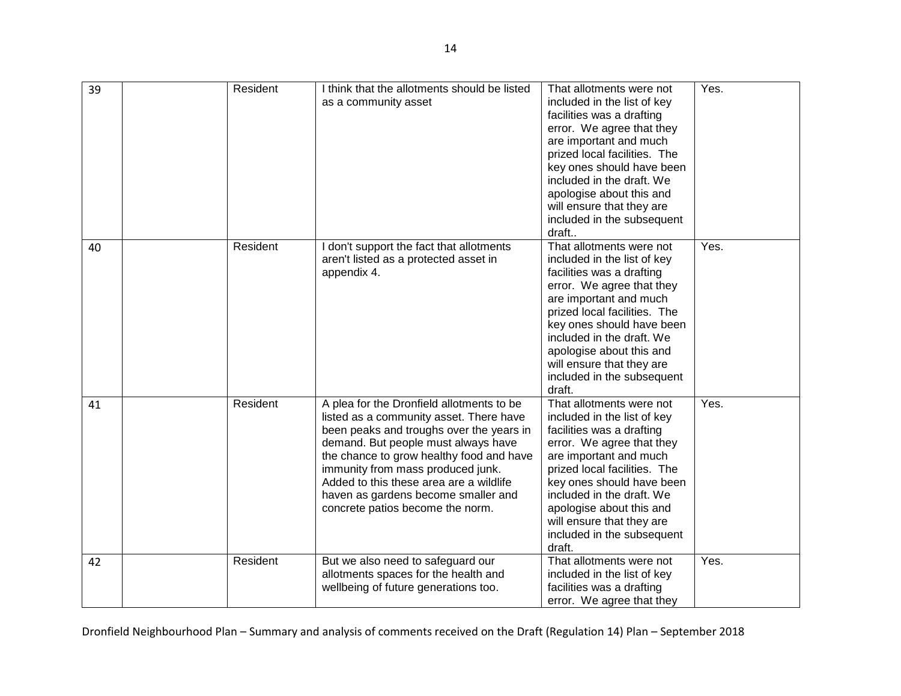| | | | | | |
|---|---|---|---|---|---|
| 39 | | Resident | I think that the allotments should be listed as a community asset | That allotments were not included in the list of key facilities was a drafting error. We agree that they are important and much prized local facilities. The key ones should have been included in the draft. We apologise about this and will ensure that they are included in the subsequent draft.. | Yes. |
| 40 | | Resident | I don't support the fact that allotments aren't listed as a protected asset in appendix 4. | That allotments were not included in the list of key facilities was a drafting error. We agree that they are important and much prized local facilities. The key ones should have been included in the draft. We apologise about this and will ensure that they are included in the subsequent draft. | Yes. |
| 41 | | Resident | A plea for the Dronfield allotments to be listed as a community asset. There have been peaks and troughs over the years in demand. But people must always have the chance to grow healthy food and have immunity from mass produced junk. Added to this these area are a wildlife haven as gardens become smaller and concrete patios become the norm. | That allotments were not included in the list of key facilities was a drafting error. We agree that they are important and much prized local facilities. The key ones should have been included in the draft. We apologise about this and will ensure that they are included in the subsequent draft. | Yes. |
| 42 | | Resident | But we also need to safeguard our allotments spaces for the health and wellbeing of future generations too. | That allotments were not included in the list of key facilities was a drafting error. We agree that they | Yes. |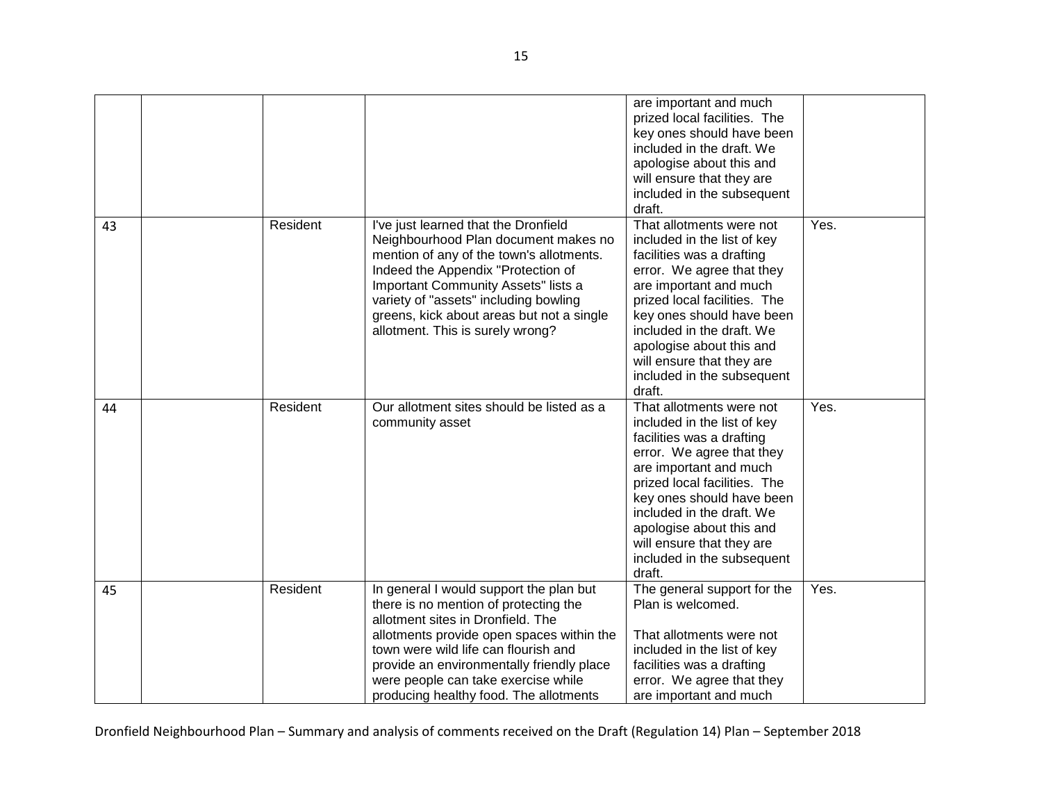| | | | | | |
|---|---|---|---|---|---|
| | | | | are important and much prized local facilities. The key ones should have been included in the draft. We apologise about this and will ensure that they are included in the subsequent draft. | |
| 43 | | Resident | I've just learned that the Dronfield Neighbourhood Plan document makes no mention of any of the town's allotments. Indeed the Appendix "Protection of Important Community Assets" lists a variety of "assets" including bowling greens, kick about areas but not a single allotment. This is surely wrong? | That allotments were not included in the list of key facilities was a drafting error. We agree that they are important and much prized local facilities. The key ones should have been included in the draft. We apologise about this and will ensure that they are included in the subsequent draft. | Yes. |
| 44 | | Resident | Our allotment sites should be listed as a community asset | That allotments were not included in the list of key facilities was a drafting error. We agree that they are important and much prized local facilities. The key ones should have been included in the draft. We apologise about this and will ensure that they are included in the subsequent draft. | Yes. |
| 45 | | Resident | In general I would support the plan but there is no mention of protecting the allotment sites in Dronfield. The allotments provide open spaces within the town were wild life can flourish and provide an environmentally friendly place were people can take exercise while producing healthy food. The allotments | The general support for the Plan is welcomed.<br><br>That allotments were not included in the list of key facilities was a drafting error. We agree that they are important and much | Yes. |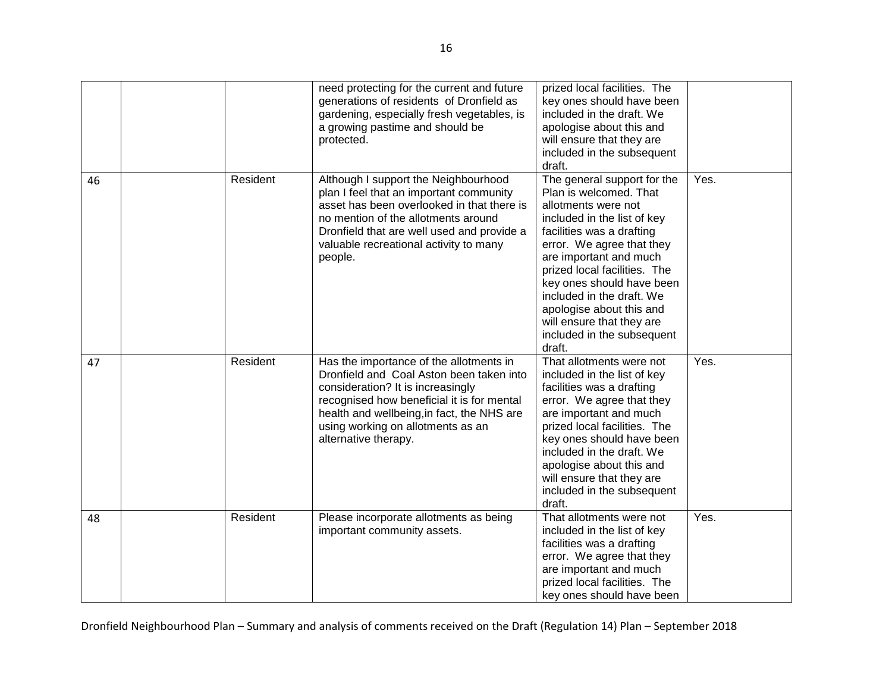| | | | need protecting for the current and future generations of residents of Dronfield as gardening, especially fresh vegetables, is a growing pastime and should be protected. | prized local facilities. The key ones should have been included in the draft. We apologise about this and will ensure that they are included in the subsequent draft. | |
|---|---|---|---|---|---|
| 46 | | Resident | Although I support the Neighbourhood plan I feel that an important community asset has been overlooked in that there is no mention of the allotments around Dronfield that are well used and provide a valuable recreational activity to many people. | The general support for the Plan is welcomed. That allotments were not included in the list of key facilities was a drafting error. We agree that they are important and much prized local facilities. The key ones should have been included in the draft. We apologise about this and will ensure that they are included in the subsequent draft. | Yes. |
| 47 | | Resident | Has the importance of the allotments in Dronfield and Coal Aston been taken into consideration? It is increasingly recognised how beneficial it is for mental health and wellbeing,in fact, the NHS are using working on allotments as an alternative therapy. | That allotments were not included in the list of key facilities was a drafting error. We agree that they are important and much prized local facilities. The key ones should have been included in the draft. We apologise about this and will ensure that they are included in the subsequent draft. | Yes. |
| 48 | | Resident | Please incorporate allotments as being important community assets. | That allotments were not included in the list of key facilities was a drafting error. We agree that they are important and much prized local facilities. The key ones should have been | Yes. |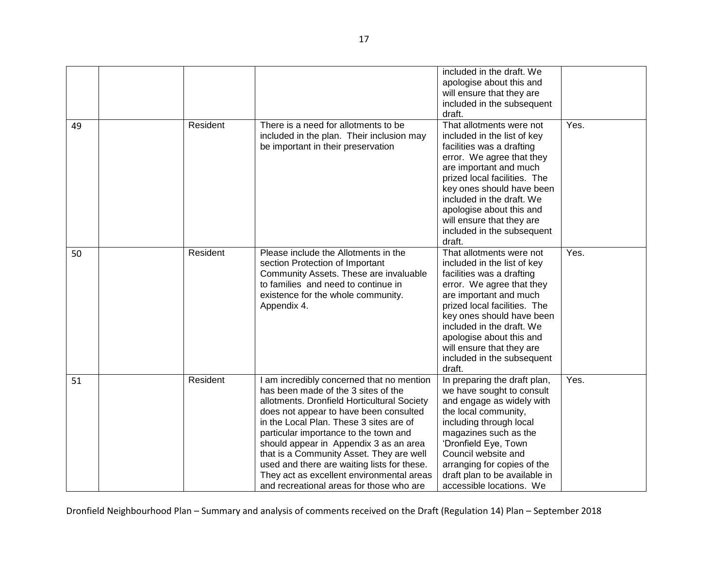| | | | | included in the draft. We apologise about this and will ensure that they are included in the subsequent draft. | |
|---|---|---|---|---|---|
| 49 | | Resident | There is a need for allotments to be included in the plan. Their inclusion may be important in their preservation | That allotments were not included in the list of key facilities was a drafting error. We agree that they are important and much prized local facilities. The key ones should have been included in the draft. We apologise about this and will ensure that they are included in the subsequent draft. | Yes. |
| 50 | | Resident | Please include the Allotments in the section Protection of Important Community Assets. These are invaluable to families and need to continue in existence for the whole community. Appendix 4. | That allotments were not included in the list of key facilities was a drafting error. We agree that they are important and much prized local facilities. The key ones should have been included in the draft. We apologise about this and will ensure that they are included in the subsequent draft. | Yes. |
| 51 | | Resident | I am incredibly concerned that no mention has been made of the 3 sites of the allotments. Dronfield Horticultural Society does not appear to have been consulted in the Local Plan. These 3 sites are of particular importance to the town and should appear in Appendix 3 as an area that is a Community Asset. They are well used and there are waiting lists for these. They act as excellent environmental areas and recreational areas for those who are | In preparing the draft plan, we have sought to consult and engage as widely with the local community, including through local magazines such as the 'Dronfield Eye, Town Council website and arranging for copies of the draft plan to be available in accessible locations. We | Yes. |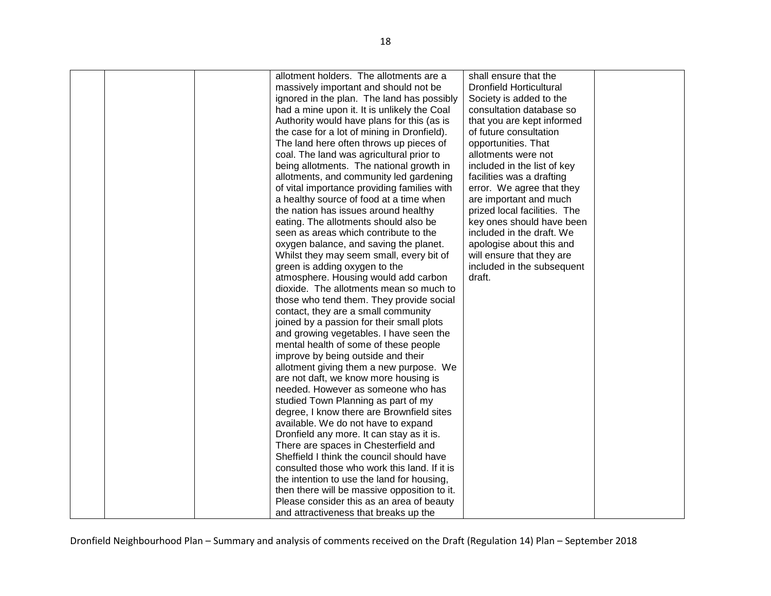| | | | | | |
|---|---|---|---|---|---|
| | | | allotment holders. The allotments are a massively important and should not be ignored in the plan. The land has possibly had a mine upon it. It is unlikely the Coal Authority would have plans for this (as is the case for a lot of mining in Dronfield). The land here often throws up pieces of coal. The land was agricultural prior to being allotments. The national growth in allotments, and community led gardening of vital importance providing families with a healthy source of food at a time when the nation has issues around healthy eating. The allotments should also be seen as areas which contribute to the oxygen balance, and saving the planet. Whilst they may seem small, every bit of green is adding oxygen to the atmosphere. Housing would add carbon dioxide. The allotments mean so much to those who tend them. They provide social contact, they are a small community joined by a passion for their small plots and growing vegetables. I have seen the mental health of some of these people improve by being outside and their allotment giving them a new purpose. We are not daft, we know more housing is needed. However as someone who has studied Town Planning as part of my degree, I know there are Brownfield sites available. We do not have to expand Dronfield any more. It can stay as it is. There are spaces in Chesterfield and Sheffield I think the council should have consulted those who work this land. If it is the intention to use the land for housing, then there will be massive opposition to it. Please consider this as an area of beauty and attractiveness that breaks up the | shall ensure that the Dronfield Horticultural Society is added to the consultation database so that you are kept informed of future consultation opportunities. That allotments were not included in the list of key facilities was a drafting error. We agree that they are important and much prized local facilities. The key ones should have been included in the draft. We apologise about this and will ensure that they are included in the subsequent draft. | |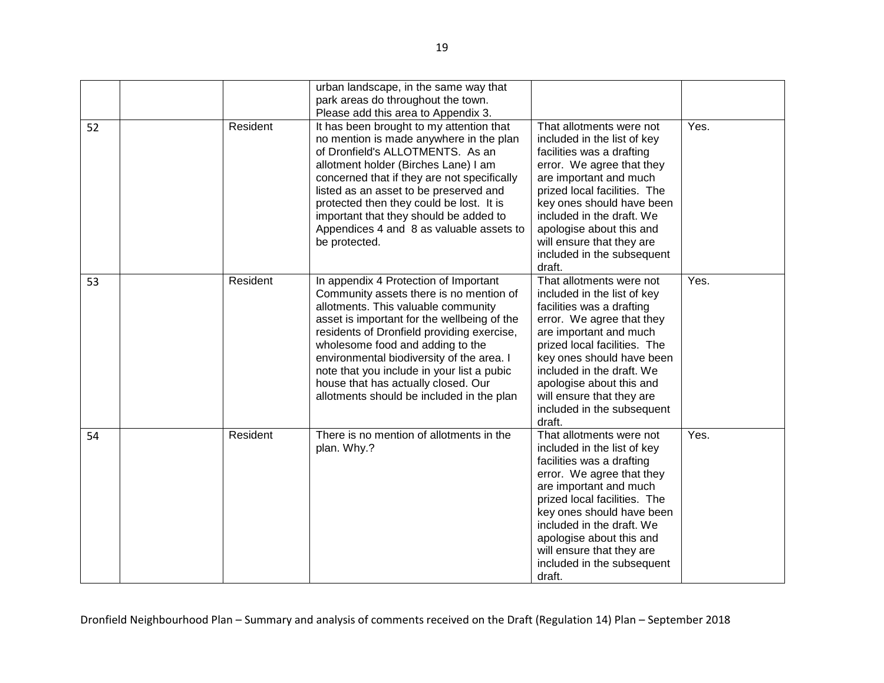| | | | urban landscape, in the same way that park areas do throughout the town. Please add this area to Appendix 3. | | |
|---|---|---|---|---|---|
| 52 | | Resident | It has been brought to my attention that no mention is made anywhere in the plan of Dronfield's ALLOTMENTS. As an allotment holder (Birches Lane) I am concerned that if they are not specifically listed as an asset to be preserved and protected then they could be lost. It is important that they should be added to Appendices 4 and 8 as valuable assets to be protected. | That allotments were not included in the list of key facilities was a drafting error. We agree that they are important and much prized local facilities. The key ones should have been included in the draft. We apologise about this and will ensure that they are included in the subsequent draft. | Yes. |
| 53 | | Resident | In appendix 4 Protection of Important Community assets there is no mention of allotments. This valuable community asset is important for the wellbeing of the residents of Dronfield providing exercise, wholesome food and adding to the environmental biodiversity of the area. I note that you include in your list a pubic house that has actually closed. Our allotments should be included in the plan | That allotments were not included in the list of key facilities was a drafting error. We agree that they are important and much prized local facilities. The key ones should have been included in the draft. We apologise about this and will ensure that they are included in the subsequent draft. | Yes. |
| 54 | | Resident | There is no mention of allotments in the plan. Why.? | That allotments were not included in the list of key facilities was a drafting error. We agree that they are important and much prized local facilities. The key ones should have been included in the draft. We apologise about this and will ensure that they are included in the subsequent draft. | Yes. |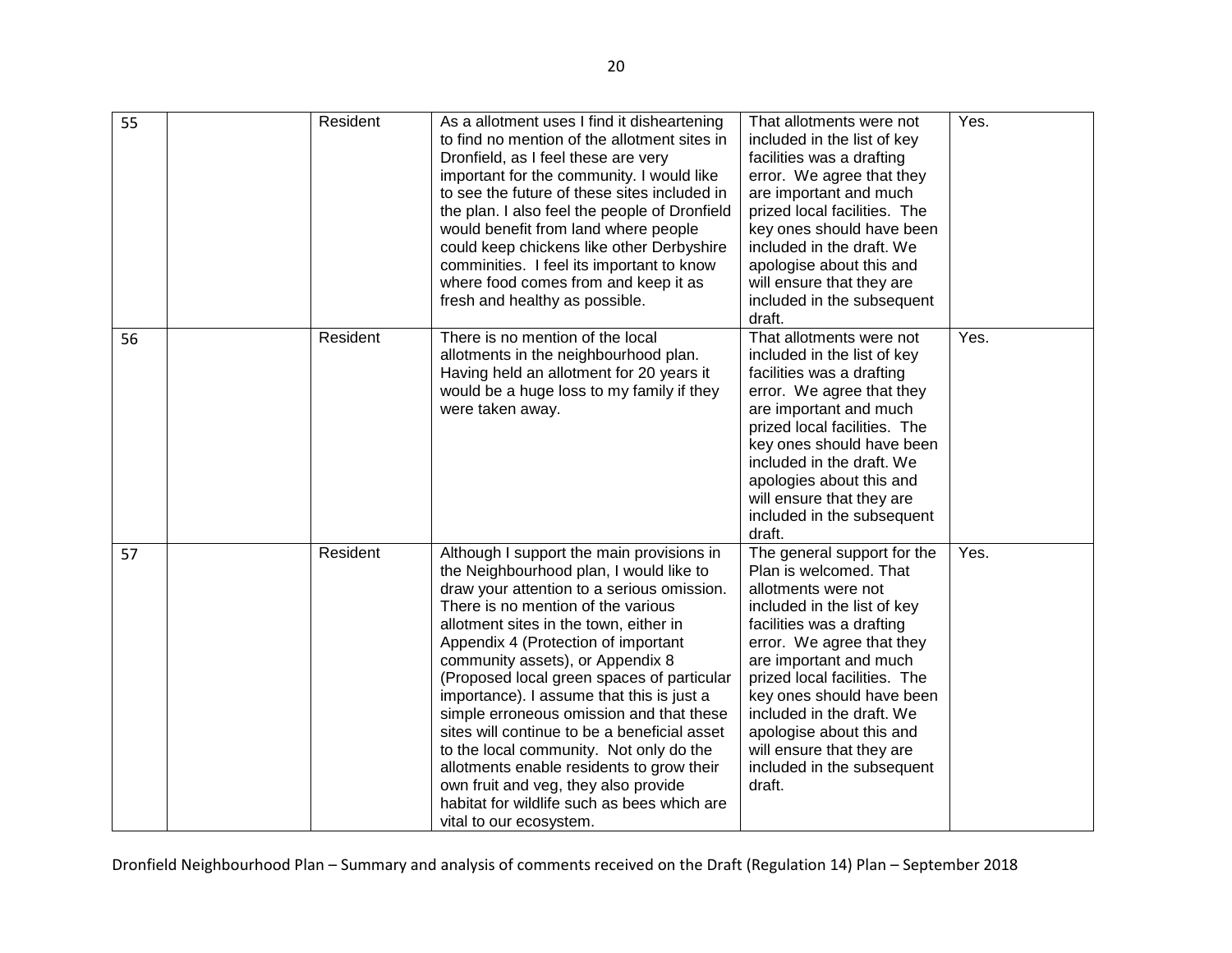| 55 | | Resident | As a allotment uses I find it disheartening to find no mention of the allotment sites in Dronfield, as I feel these are very important for the community. I would like to see the future of these sites included in the plan. I also feel the people of Dronfield would benefit from land where people could keep chickens like other Derbyshire comminities. I feel its important to know where food comes from and keep it as fresh and healthy as possible. | That allotments were not included in the list of key facilities was a drafting error. We agree that they are important and much prized local facilities. The key ones should have been included in the draft. We apologise about this and will ensure that they are included in the subsequent draft. | Yes. |
|---|---|---|---|---|---|
| 56 | | Resident | There is no mention of the local allotments in the neighbourhood plan. Having held an allotment for 20 years it would be a huge loss to my family if they were taken away. | That allotments were not included in the list of key facilities was a drafting error. We agree that they are important and much prized local facilities. The key ones should have been included in the draft. We apologies about this and will ensure that they are included in the subsequent draft. | Yes. |
| 57 | | Resident | Although I support the main provisions in the Neighbourhood plan, I would like to draw your attention to a serious omission. There is no mention of the various allotment sites in the town, either in Appendix 4 (Protection of important community assets), or Appendix 8 (Proposed local green spaces of particular importance). I assume that this is just a simple erroneous omission and that these sites will continue to be a beneficial asset to the local community. Not only do the allotments enable residents to grow their own fruit and veg, they also provide habitat for wildlife such as bees which are vital to our ecosystem. | The general support for the Plan is welcomed. That allotments were not included in the list of key facilities was a drafting error. We agree that they are important and much prized local facilities. The key ones should have been included in the draft. We apologise about this and will ensure that they are included in the subsequent draft. | Yes. |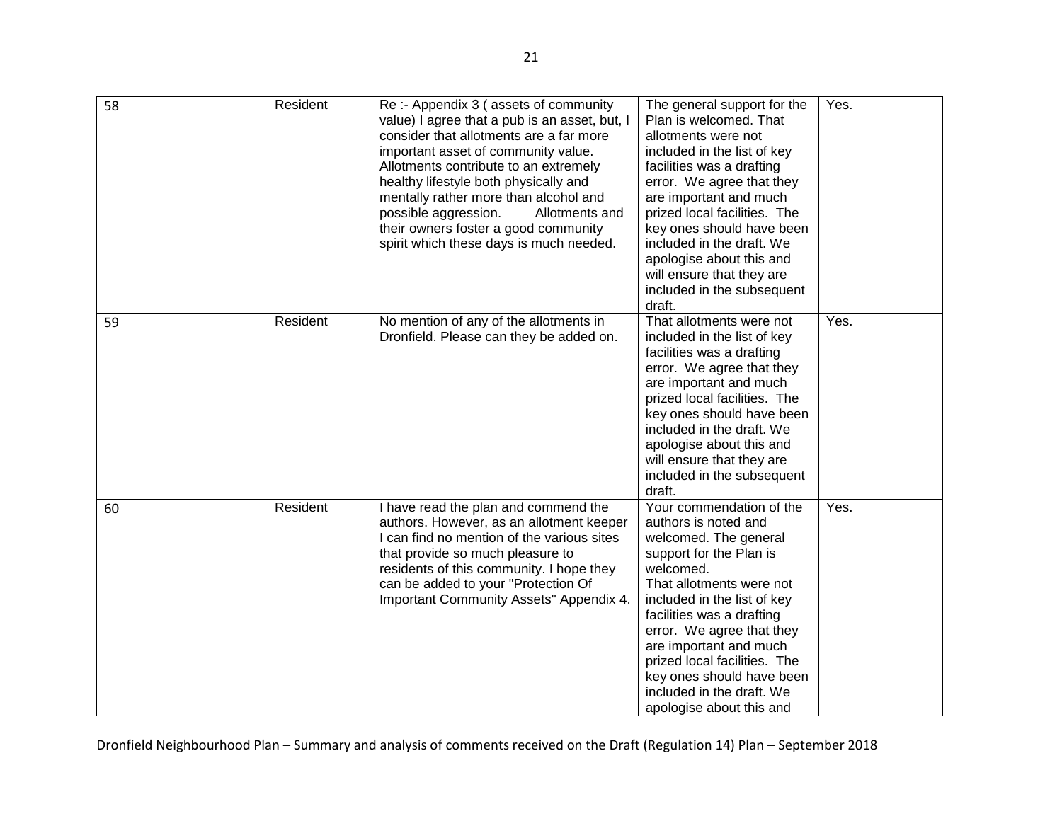| | | | | | |
|---|---|---|---|---|---|
| 58 | | Resident | Re :- Appendix 3 ( assets of community value) I agree that a pub is an asset, but, I consider that allotments are a far more important asset of community value. Allotments contribute to an extremely healthy lifestyle both physically and mentally rather more than alcohol and possible aggression. Allotments and their owners foster a good community spirit which these days is much needed. | The general support for the Plan is welcomed. That allotments were not included in the list of key facilities was a drafting error. We agree that they are important and much prized local facilities. The key ones should have been included in the draft. We apologise about this and will ensure that they are included in the subsequent draft. | Yes. |
| 59 | | Resident | No mention of any of the allotments in Dronfield. Please can they be added on. | That allotments were not included in the list of key facilities was a drafting error. We agree that they are important and much prized local facilities. The key ones should have been included in the draft. We apologise about this and will ensure that they are included in the subsequent draft. | Yes. |
| 60 | | Resident | I have read the plan and commend the authors. However, as an allotment keeper I can find no mention of the various sites that provide so much pleasure to residents of this community. I hope they can be added to your "Protection Of Important Community Assets" Appendix 4. | Your commendation of the authors is noted and welcomed. The general support for the Plan is welcomed.<br>That allotments were not included in the list of key facilities was a drafting error. We agree that they are important and much prized local facilities. The key ones should have been included in the draft. We apologise about this and | Yes. |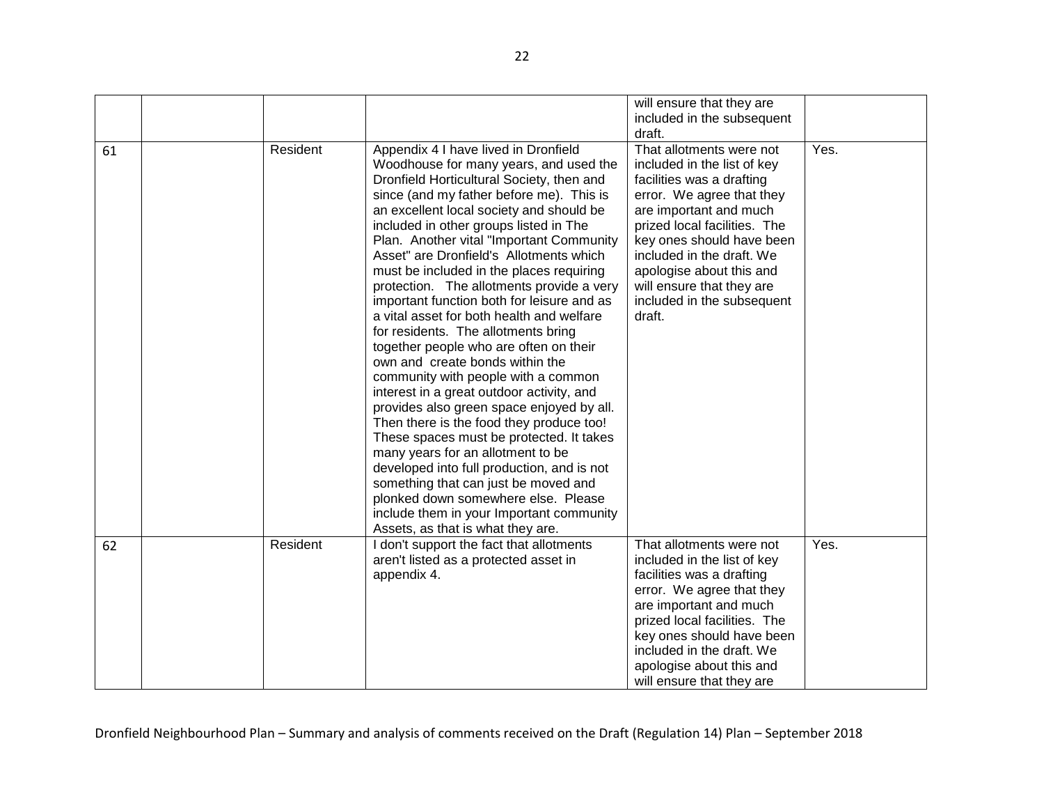| | | | | | |
|---|---|---|---|---|---|
| | | | | will ensure that they are included in the subsequent draft. | |
| 61 | | Resident | Appendix 4 I have lived in Dronfield Woodhouse for many years, and used the Dronfield Horticultural Society, then and since (and my father before me). This is an excellent local society and should be included in other groups listed in The Plan. Another vital "Important Community Asset" are Dronfield's Allotments which must be included in the places requiring protection. The allotments provide a very important function both for leisure and as a vital asset for both health and welfare for residents. The allotments bring together people who are often on their own and create bonds within the community with people with a common interest in a great outdoor activity, and provides also green space enjoyed by all. Then there is the food they produce too! These spaces must be protected. It takes many years for an allotment to be developed into full production, and is not something that can just be moved and plonked down somewhere else. Please include them in your Important community Assets, as that is what they are. | That allotments were not included in the list of key facilities was a drafting error. We agree that they are important and much prized local facilities. The key ones should have been included in the draft. We apologise about this and will ensure that they are included in the subsequent draft. | Yes. |
| 62 | | Resident | I don't support the fact that allotments aren't listed as a protected asset in appendix 4. | That allotments were not included in the list of key facilities was a drafting error. We agree that they are important and much prized local facilities. The key ones should have been included in the draft. We apologise about this and will ensure that they are | Yes. |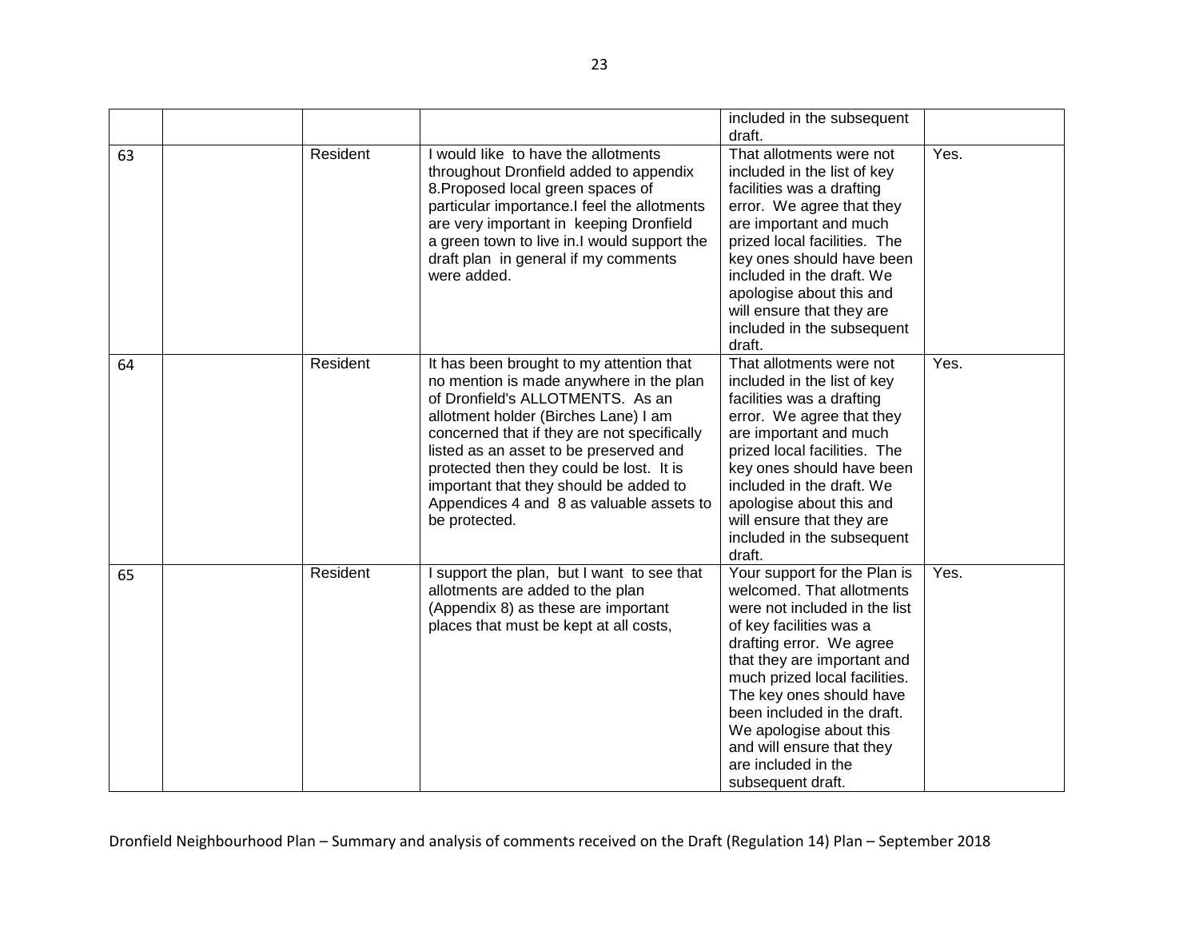| | | | | | |
|---|---|---|---|---|---|
| | | | | included in the subsequent draft. | |
| 63 | | Resident | I would like to have the allotments throughout Dronfield added to appendix 8.Proposed local green spaces of particular importance.I feel the allotments are very important in keeping Dronfield a green town to live in.I would support the draft plan in general if my comments were added. | That allotments were not included in the list of key facilities was a drafting error. We agree that they are important and much prized local facilities. The key ones should have been included in the draft. We apologise about this and will ensure that they are included in the subsequent draft. | Yes. |
| 64 | | Resident | It has been brought to my attention that no mention is made anywhere in the plan of Dronfield's ALLOTMENTS. As an allotment holder (Birches Lane) I am concerned that if they are not specifically listed as an asset to be preserved and protected then they could be lost. It is important that they should be added to Appendices 4 and 8 as valuable assets to be protected. | That allotments were not included in the list of key facilities was a drafting error. We agree that they are important and much prized local facilities. The key ones should have been included in the draft. We apologise about this and will ensure that they are included in the subsequent draft. | Yes. |
| 65 | | Resident | I support the plan, but I want to see that allotments are added to the plan (Appendix 8) as these are important places that must be kept at all costs, | Your support for the Plan is welcomed. That allotments were not included in the list of key facilities was a drafting error. We agree that they are important and much prized local facilities. The key ones should have been included in the draft. We apologise about this and will ensure that they are included in the subsequent draft. | Yes. |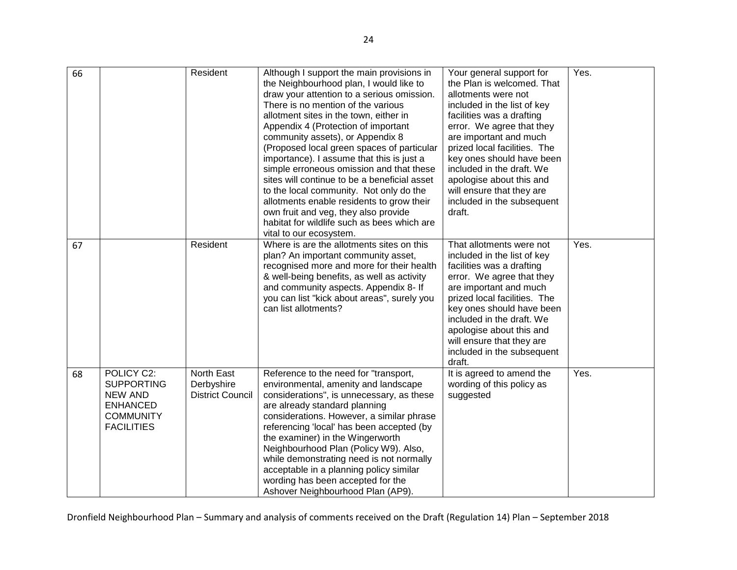| 66 | | Resident | Although I support the main provisions in the Neighbourhood plan, I would like to draw your attention to a serious omission. There is no mention of the various allotment sites in the town, either in Appendix 4 (Protection of important community assets), or Appendix 8 (Proposed local green spaces of particular importance). I assume that this is just a simple erroneous omission and that these sites will continue to be a beneficial asset to the local community. Not only do the allotments enable residents to grow their own fruit and veg, they also provide habitat for wildlife such as bees which are vital to our ecosystem. | Your general support for the Plan is welcomed. That allotments were not included in the list of key facilities was a drafting error. We agree that they are important and much prized local facilities. The key ones should have been included in the draft. We apologise about this and will ensure that they are included in the subsequent draft. | Yes. |
|---|---|---|---|---|---|
| 67 | | Resident | Where is are the allotments sites on this plan? An important community asset, recognised more and more for their health & well-being benefits, as well as activity and community aspects. Appendix 8- If you can list "kick about areas", surely you can list allotments? | That allotments were not included in the list of key facilities was a drafting error. We agree that they are important and much prized local facilities. The key ones should have been included in the draft. We apologise about this and will ensure that they are included in the subsequent draft. | Yes. |
| 68 | POLICY C2: SUPPORTING NEW AND ENHANCED COMMUNITY FACILITIES | North East Derbyshire District Council | Reference to the need for "transport, environmental, amenity and landscape considerations", is unnecessary, as these are already standard planning considerations. However, a similar phrase referencing 'local' has been accepted (by the examiner) in the Wingerworth Neighbourhood Plan (Policy W9). Also, while demonstrating need is not normally acceptable in a planning policy similar wording has been accepted for the Ashover Neighbourhood Plan (AP9). | It is agreed to amend the wording of this policy as suggested | Yes. |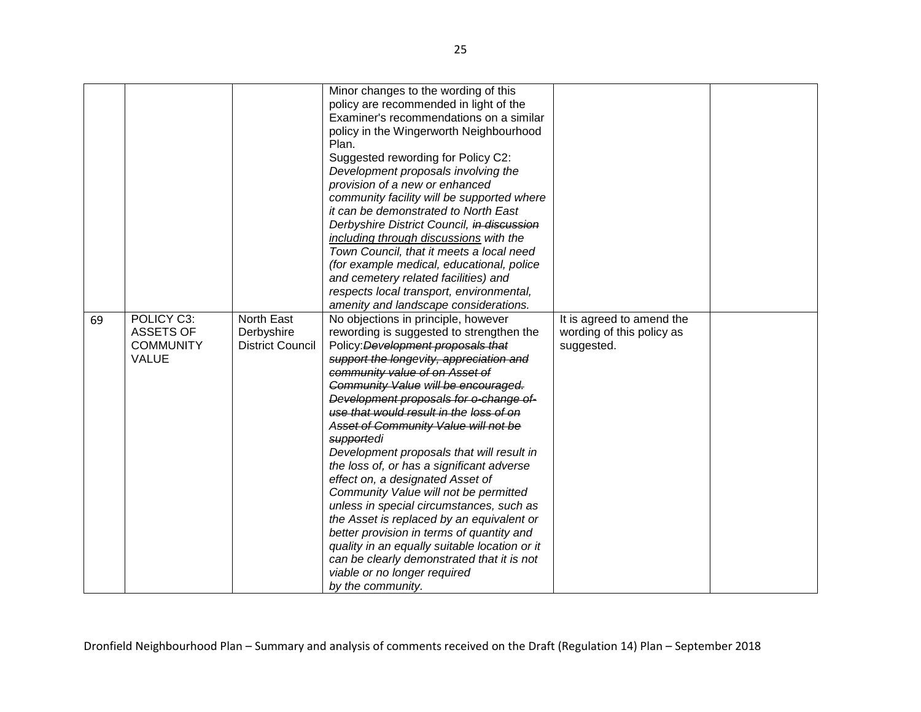| | | | | | |
|---|---|---|---|---|---|
| | | | Minor changes to the wording of this policy are recommended in light of the Examiner's recommendations on a similar policy in the Wingerworth Neighbourhood Plan.<br>Suggested rewording for Policy C2:<br>*Development proposals involving the provision of a new or enhanced community facility will be supported where it can be demonstrated to North East Derbyshire District Council, ~~in discussion~~ <u>including through discussions</u> with the Town Council, that it meets a local need (for example medical, educational, police and cemetery related facilities) and respects local transport, environmental, amenity and landscape considerations.* | | |
| 69 | POLICY C3: ASSETS OF COMMUNITY VALUE | North East Derbyshire District Council | No objections in principle, however rewording is suggested to strengthen the Policy:*~~Development proposals that support the longevity, appreciation and community value of on Asset of Community Value~~ will be encouraged. ~~Development proposals for o-change of-use that would result in the~~ ~~loss of on Asset of Community Value will not be supported~~i*<br>*Development proposals that will result in the loss of, or has a significant adverse effect on, a designated Asset of Community Value will not be permitted unless in special circumstances, such as the Asset is replaced by an equivalent or better provision in terms of quantity and quality in an equally suitable location or it can be clearly demonstrated that it is not viable or no longer required by the community.* | It is agreed to amend the wording of this policy as suggested. | |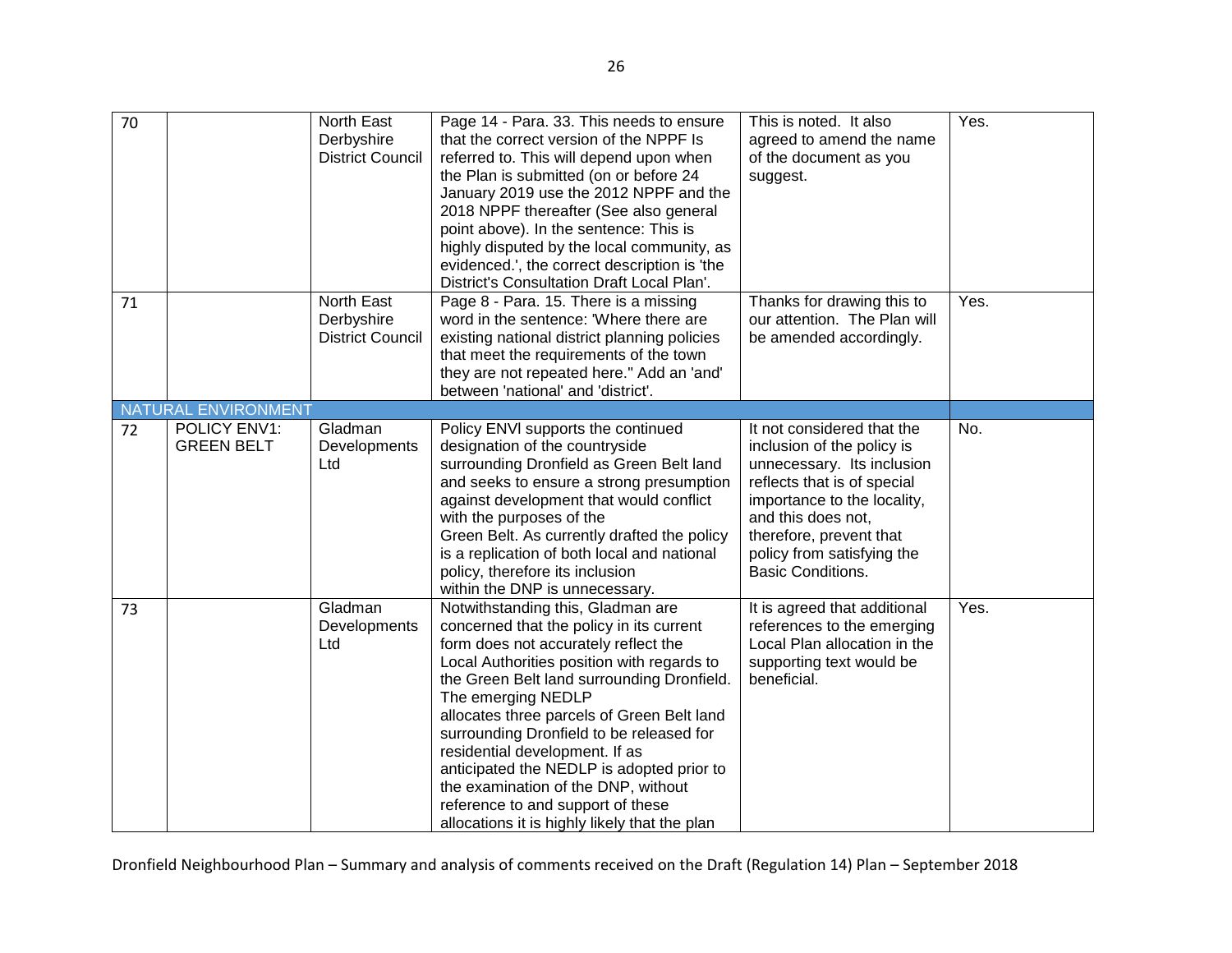| 70 | | North East Derbyshire District Council | Page 14 - Para. 33. This needs to ensure that the correct version of the NPPF Is referred to. This will depend upon when the Plan is submitted (on or before 24 January 2019 use the 2012 NPPF and the 2018 NPPF thereafter (See also general point above). In the sentence: This is highly disputed by the local community, as evidenced.', the correct description is 'the District's Consultation Draft Local Plan'. | This is noted. It also agreed to amend the name of the document as you suggest. | Yes. |
|---|---|---|---|---|---|
| 71 | | North East Derbyshire District Council | Page 8 - Para. 15. There is a missing word in the sentence: 'Where there are existing national district planning policies that meet the requirements of the town they are not repeated here." Add an 'and' between 'national' and 'district'. | Thanks for drawing this to our attention. The Plan will be amended accordingly. | Yes. |
| NATURAL ENVIRONMENT | | | | | |
| 72 | POLICY ENV1: GREEN BELT | Gladman Developments Ltd | Policy ENVl supports the continued designation of the countryside surrounding Dronfield as Green Belt land and seeks to ensure a strong presumption against development that would conflict with the purposes of the Green Belt. As currently drafted the policy is a replication of both local and national policy, therefore its inclusion within the DNP is unnecessary. | It not considered that the inclusion of the policy is unnecessary. Its inclusion reflects that is of special importance to the locality, and this does not, therefore, prevent that policy from satisfying the Basic Conditions. | No. |
| 73 | | Gladman Developments Ltd | Notwithstanding this, Gladman are concerned that the policy in its current form does not accurately reflect the Local Authorities position with regards to the Green Belt land surrounding Dronfield. The emerging NEDLP allocates three parcels of Green Belt land surrounding Dronfield to be released for residential development. If as anticipated the NEDLP is adopted prior to the examination of the DNP, without reference to and support of these allocations it is highly likely that the plan | It is agreed that additional references to the emerging Local Plan allocation in the supporting text would be beneficial. | Yes. |

Dronfield Neighbourhood Plan – Summary and analysis of comments received on the Draft (Regulation 14) Plan – September 2018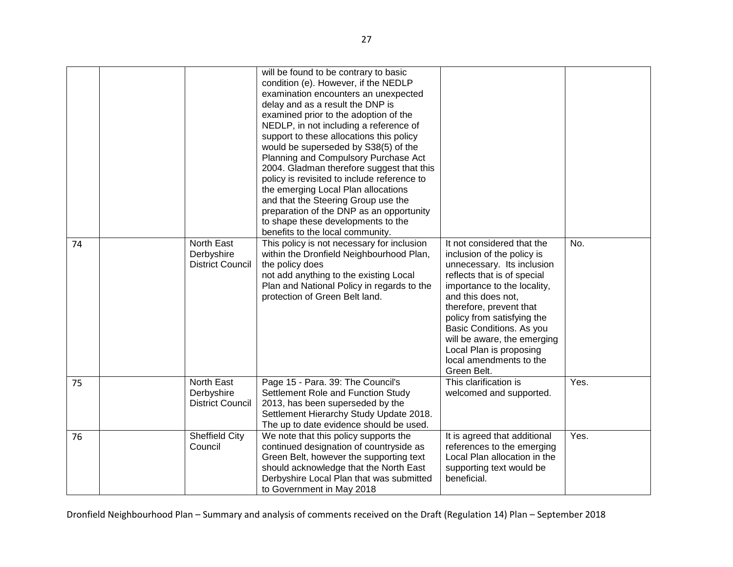| | | | | | |
|---|---|---|---|---|---|
| | | | will be found to be contrary to basic condition (e). However, if the NEDLP examination encounters an unexpected delay and as a result the DNP is examined prior to the adoption of the NEDLP, in not including a reference of support to these allocations this policy would be superseded by S38(5) of the Planning and Compulsory Purchase Act 2004. Gladman therefore suggest that this policy is revisited to include reference to the emerging Local Plan allocations and that the Steering Group use the preparation of the DNP as an opportunity to shape these developments to the benefits to the local community. | | |
| 74 | | North East Derbyshire District Council | This policy is not necessary for inclusion within the Dronfield Neighbourhood Plan, the policy does not add anything to the existing Local Plan and National Policy in regards to the protection of Green Belt land. | It not considered that the inclusion of the policy is unnecessary. Its inclusion reflects that is of special importance to the locality, and this does not, therefore, prevent that policy from satisfying the Basic Conditions. As you will be aware, the emerging Local Plan is proposing local amendments to the Green Belt. | No. |
| 75 | | North East Derbyshire District Council | Page 15 - Para. 39: The Council's Settlement Role and Function Study 2013, has been superseded by the Settlement Hierarchy Study Update 2018. The up to date evidence should be used. | This clarification is welcomed and supported. | Yes. |
| 76 | | Sheffield City Council | We note that this policy supports the continued designation of countryside as Green Belt, however the supporting text should acknowledge that the North East Derbyshire Local Plan that was submitted to Government in May 2018 | It is agreed that additional references to the emerging Local Plan allocation in the supporting text would be beneficial. | Yes. |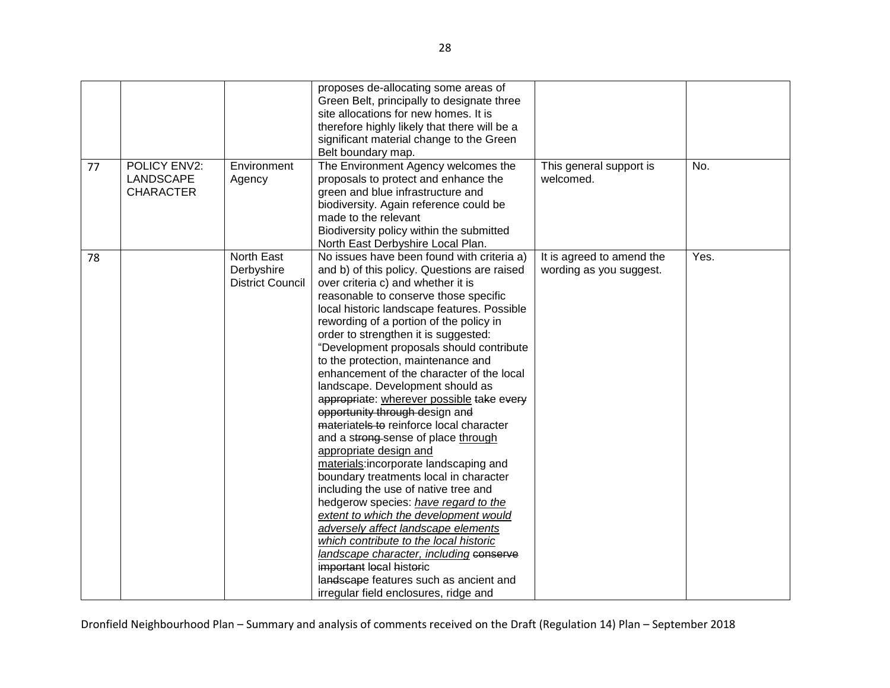| | | | | | |
|---|---|---|---|---|---|
| | | | proposes de-allocating some areas of Green Belt, principally to designate three site allocations for new homes. It is therefore highly likely that there will be a significant material change to the Green Belt boundary map. | | |
| 77 | POLICY ENV2: LANDSCAPE CHARACTER | Environment Agency | The Environment Agency welcomes the proposals to protect and enhance the green and blue infrastructure and biodiversity. Again reference could be made to the relevant Biodiversity policy within the submitted North East Derbyshire Local Plan. | This general support is welcomed. | No. |
| 78 | | North East Derbyshire District Council | No issues have been found with criteria a) and b) of this policy. Questions are raised over criteria c) and whether it is reasonable to conserve those specific local historic landscape features. Possible rewording of a portion of the policy in order to strengthen it is suggested: "Development proposals should contribute to the protection, maintenance and enhancement of the character of the local landscape. Development should as ~~appropriate~~: wherever possible ~~take every opportunity through design and materiatels to~~ reinforce local character and a ~~strong~~ sense of place through appropriate design and materials:incorporate landscaping and boundary treatments local in character including the use of native tree and hedgerow species: *have regard to the extent to which the development would adversely affect landscape elements which contribute to the local historic landscape character, including* ~~conserve important local historic landscape~~ features such as ancient and irregular field enclosures, ridge and | It is agreed to amend the wording as you suggest. | Yes. |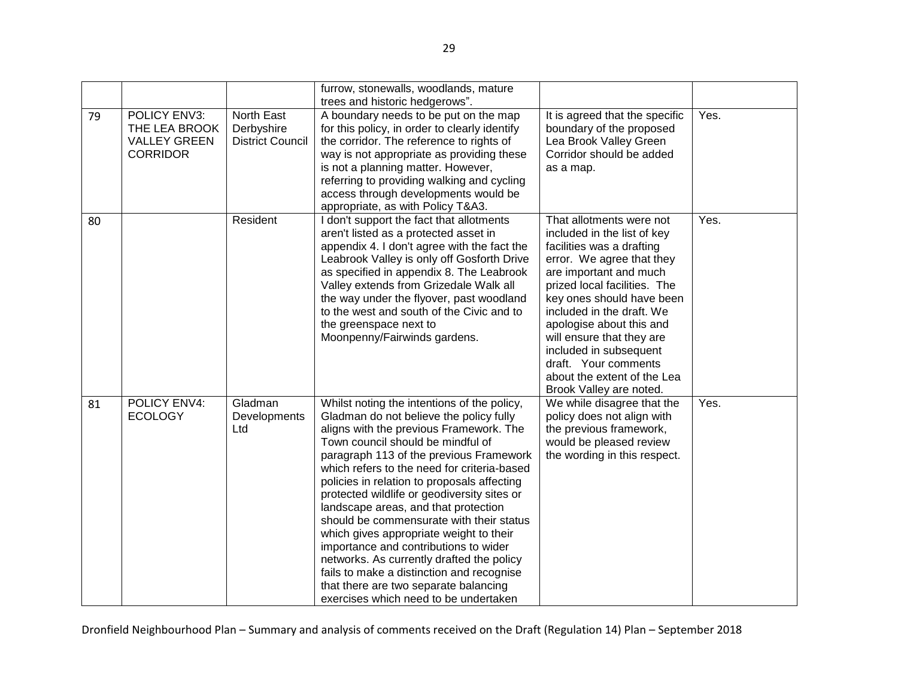| | | | furrow, stonewalls, woodlands, mature trees and historic hedgerows". | | |
|---|---|---|---|---|---|
| 79 | POLICY ENV3: THE LEA BROOK VALLEY GREEN CORRIDOR | North East Derbyshire District Council | A boundary needs to be put on the map for this policy, in order to clearly identify the corridor. The reference to rights of way is not appropriate as providing these is not a planning matter. However, referring to providing walking and cycling access through developments would be appropriate, as with Policy T&A3. | It is agreed that the specific boundary of the proposed Lea Brook Valley Green Corridor should be added as a map. | Yes. |
| 80 | | Resident | I don't support the fact that allotments aren't listed as a protected asset in appendix 4. I don't agree with the fact the Leabrook Valley is only off Gosforth Drive as specified in appendix 8. The Leabrook Valley extends from Grizedale Walk all the way under the flyover, past woodland to the west and south of the Civic and to the greenspace next to Moonpenny/Fairwinds gardens. | That allotments were not included in the list of key facilities was a drafting error. We agree that they are important and much prized local facilities. The key ones should have been included in the draft. We apologise about this and will ensure that they are included in subsequent draft. Your comments about the extent of the Lea Brook Valley are noted. | Yes. |
| 81 | POLICY ENV4: ECOLOGY | Gladman Developments Ltd | Whilst noting the intentions of the policy, Gladman do not believe the policy fully aligns with the previous Framework. The Town council should be mindful of paragraph 113 of the previous Framework which refers to the need for criteria-based policies in relation to proposals affecting protected wildlife or geodiversity sites or landscape areas, and that protection should be commensurate with their status which gives appropriate weight to their importance and contributions to wider networks. As currently drafted the policy fails to make a distinction and recognise that there are two separate balancing exercises which need to be undertaken | We while disagree that the policy does not align with the previous framework, would be pleased review the wording in this respect. | Yes. |

Dronfield Neighbourhood Plan – Summary and analysis of comments received on the Draft (Regulation 14) Plan – September 2018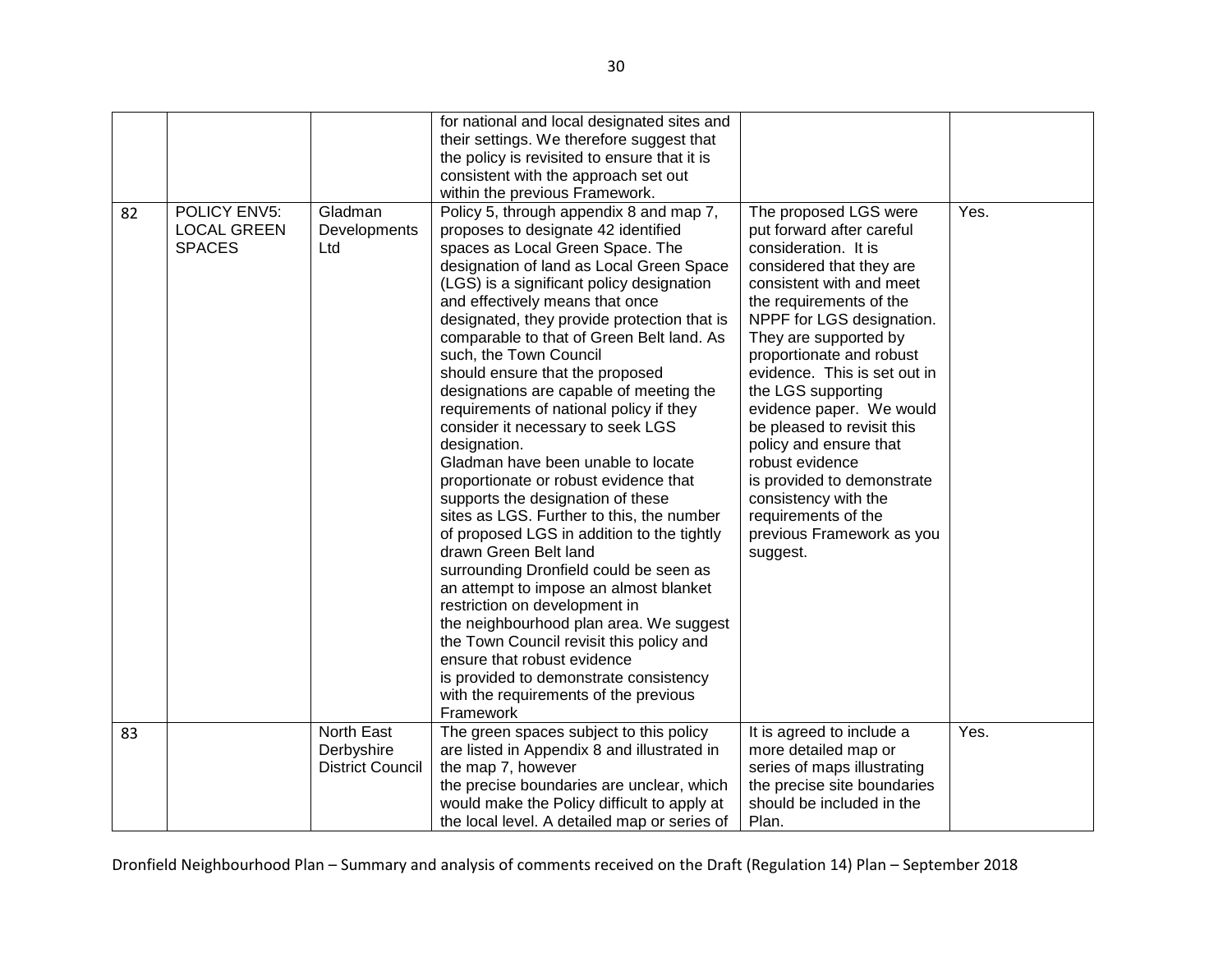| | | | | | |
|---|---|---|---|---|---|
| | | | for national and local designated sites and their settings. We therefore suggest that the policy is revisited to ensure that it is consistent with the approach set out within the previous Framework. | | |
| 82 | POLICY ENV5: LOCAL GREEN SPACES | Gladman Developments Ltd | Policy 5, through appendix 8 and map 7, proposes to designate 42 identified spaces as Local Green Space. The designation of land as Local Green Space (LGS) is a significant policy designation and effectively means that once designated, they provide protection that is comparable to that of Green Belt land. As such, the Town Council should ensure that the proposed designations are capable of meeting the requirements of national policy if they consider it necessary to seek LGS designation. Gladman have been unable to locate proportionate or robust evidence that supports the designation of these sites as LGS. Further to this, the number of proposed LGS in addition to the tightly drawn Green Belt land surrounding Dronfield could be seen as an attempt to impose an almost blanket restriction on development in the neighbourhood plan area. We suggest the Town Council revisit this policy and ensure that robust evidence is provided to demonstrate consistency with the requirements of the previous Framework | The proposed LGS were put forward after careful consideration. It is considered that they are consistent with and meet the requirements of the NPPF for LGS designation. They are supported by proportionate and robust evidence. This is set out in the LGS supporting evidence paper. We would be pleased to revisit this policy and ensure that robust evidence is provided to demonstrate consistency with the requirements of the previous Framework as you suggest. | Yes. |
| 83 | | North East Derbyshire District Council | The green spaces subject to this policy are listed in Appendix 8 and illustrated in the map 7, however the precise boundaries are unclear, which would make the Policy difficult to apply at the local level. A detailed map or series of | It is agreed to include a more detailed map or series of maps illustrating the precise site boundaries should be included in the Plan. | Yes. |

Dronfield Neighbourhood Plan – Summary and analysis of comments received on the Draft (Regulation 14) Plan – September 2018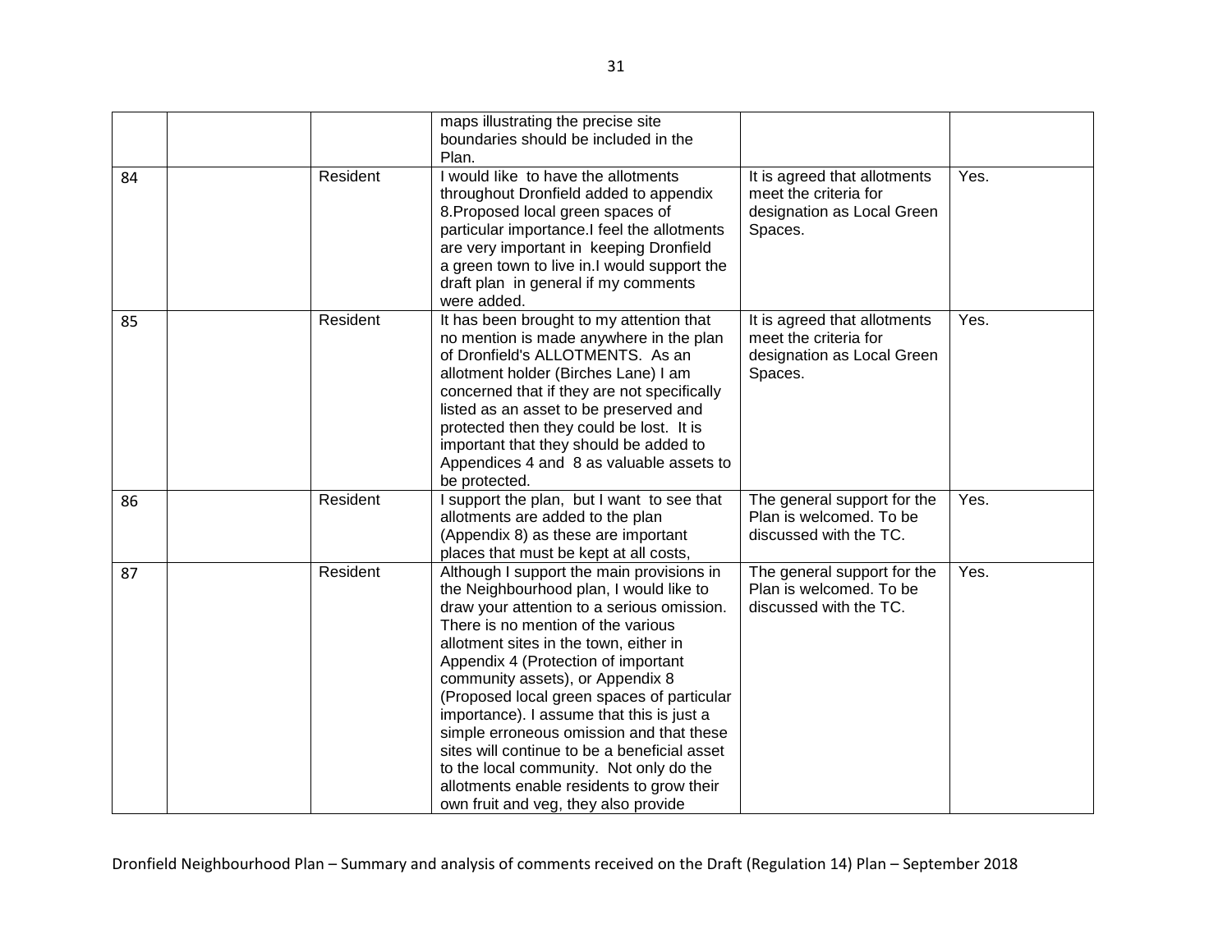| | | | | | |
|---|---|---|---|---|---|
| | | | maps illustrating the precise site boundaries should be included in the Plan. | | |
| 84 | | Resident | I would like to have the allotments throughout Dronfield added to appendix 8.Proposed local green spaces of particular importance.I feel the allotments are very important in keeping Dronfield a green town to live in.I would support the draft plan in general if my comments were added. | It is agreed that allotments meet the criteria for designation as Local Green Spaces. | Yes. |
| 85 | | Resident | It has been brought to my attention that no mention is made anywhere in the plan of Dronfield's ALLOTMENTS. As an allotment holder (Birches Lane) I am concerned that if they are not specifically listed as an asset to be preserved and protected then they could be lost. It is important that they should be added to Appendices 4 and 8 as valuable assets to be protected. | It is agreed that allotments meet the criteria for designation as Local Green Spaces. | Yes. |
| 86 | | Resident | I support the plan, but I want to see that allotments are added to the plan (Appendix 8) as these are important places that must be kept at all costs, | The general support for the Plan is welcomed. To be discussed with the TC. | Yes. |
| 87 | | Resident | Although I support the main provisions in the Neighbourhood plan, I would like to draw your attention to a serious omission. There is no mention of the various allotment sites in the town, either in Appendix 4 (Protection of important community assets), or Appendix 8 (Proposed local green spaces of particular importance). I assume that this is just a simple erroneous omission and that these sites will continue to be a beneficial asset to the local community. Not only do the allotments enable residents to grow their own fruit and veg, they also provide | The general support for the Plan is welcomed. To be discussed with the TC. | Yes. |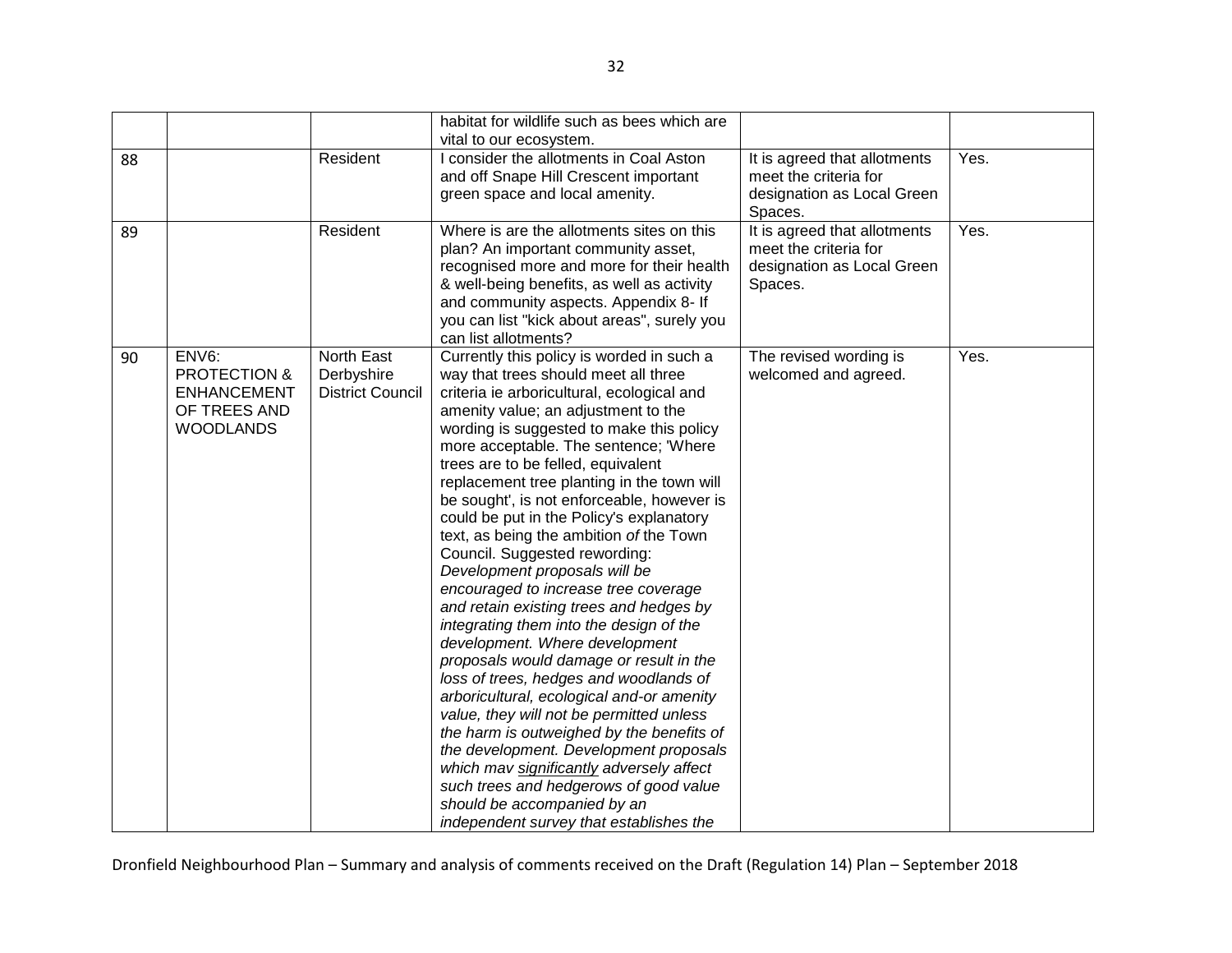| | | | | | |
|---|---|---|---|---|---|
| | | | habitat for wildlife such as bees which are vital to our ecosystem. | | |
| 88 | | Resident | I consider the allotments in Coal Aston and off Snape Hill Crescent important green space and local amenity. | It is agreed that allotments meet the criteria for designation as Local Green Spaces. | Yes. |
| 89 | | Resident | Where is are the allotments sites on this plan? An important community asset, recognised more and more for their health & well-being benefits, as well as activity and community aspects. Appendix 8- If you can list "kick about areas", surely you can list allotments? | It is agreed that allotments meet the criteria for designation as Local Green Spaces. | Yes. |
| 90 | ENV6: PROTECTION & ENHANCEMENT OF TREES AND WOODLANDS | North East Derbyshire District Council | Currently this policy is worded in such a way that trees should meet all three criteria ie arboricultural, ecological and amenity value; an adjustment to the wording is suggested to make this policy more acceptable. The sentence; 'Where trees are to be felled, equivalent replacement tree planting in the town will be sought', is not enforceable, however is could be put in the Policy's explanatory text, as being the ambition *of* the Town Council. Suggested rewording: *Development proposals will be encouraged to increase tree coverage and retain existing trees and hedges by integrating them into the design of the development. Where development proposals would damage or result in the loss of trees, hedges and woodlands of arboricultural, ecological and-or amenity value, they will not be permitted unless the harm is outweighed by the benefits of the development. Development proposals which mav <u>significantly</u> adversely affect such trees and hedgerows of good value should be accompanied by an independent survey that establishes the* | The revised wording is welcomed and agreed. | Yes. |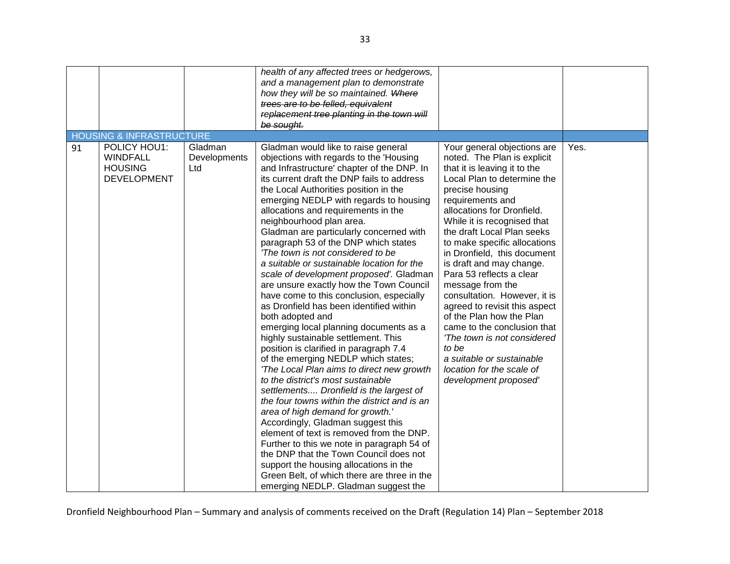| | | | | | |
|---|---|---|---|---|---|
| | | | *health of any affected trees or hedgerows, and a management plan to demonstrate how they will be so maintained.* ~~*Where trees are to be felled, equivalent replacement tree planting in the town will be sought.*~~ | | |
| HOUSING & INFRASTRUCTURE | | | | | |
| 91 | POLICY HOU1: WINDFALL HOUSING DEVELOPMENT | Gladman Developments Ltd | Gladman would like to raise general objections with regards to the 'Housing and Infrastructure' chapter of the DNP. In its current draft the DNP fails to address the Local Authorities position in the emerging NEDLP with regards to housing allocations and requirements in the neighbourhood plan area.<br>Gladman are particularly concerned with paragraph 53 of the DNP which states *'The town is not considered to be a suitable or sustainable location for the scale of development proposed'.* Gladman are unsure exactly how the Town Council have come to this conclusion, especially as Dronfield has been identified within both adopted and emerging local planning documents as a highly sustainable settlement. This position is clarified in paragraph 7.4 of the emerging NEDLP which states; *'The Local Plan aims to direct new growth to the district's most sustainable settlements.... Dronfield is the largest of the four towns within the district and is an area of high demand for growth.'*<br>Accordingly, Gladman suggest this element of text is removed from the DNP. Further to this we note in paragraph 54 of the DNP that the Town Council does not support the housing allocations in the Green Belt, of which there are three in the emerging NEDLP. Gladman suggest the | Your general objections are noted. The Plan is explicit that it is leaving it to the Local Plan to determine the precise housing requirements and allocations for Dronfield. While it is recognised that the draft Local Plan seeks to make specific allocations in Dronfield, this document is draft and may change. Para 53 reflects a clear message from the consultation. However, it is agreed to revisit this aspect of the Plan how the Plan came to the conclusion that *'The town is not considered to be a suitable or sustainable location for the scale of development proposed'* | Yes. |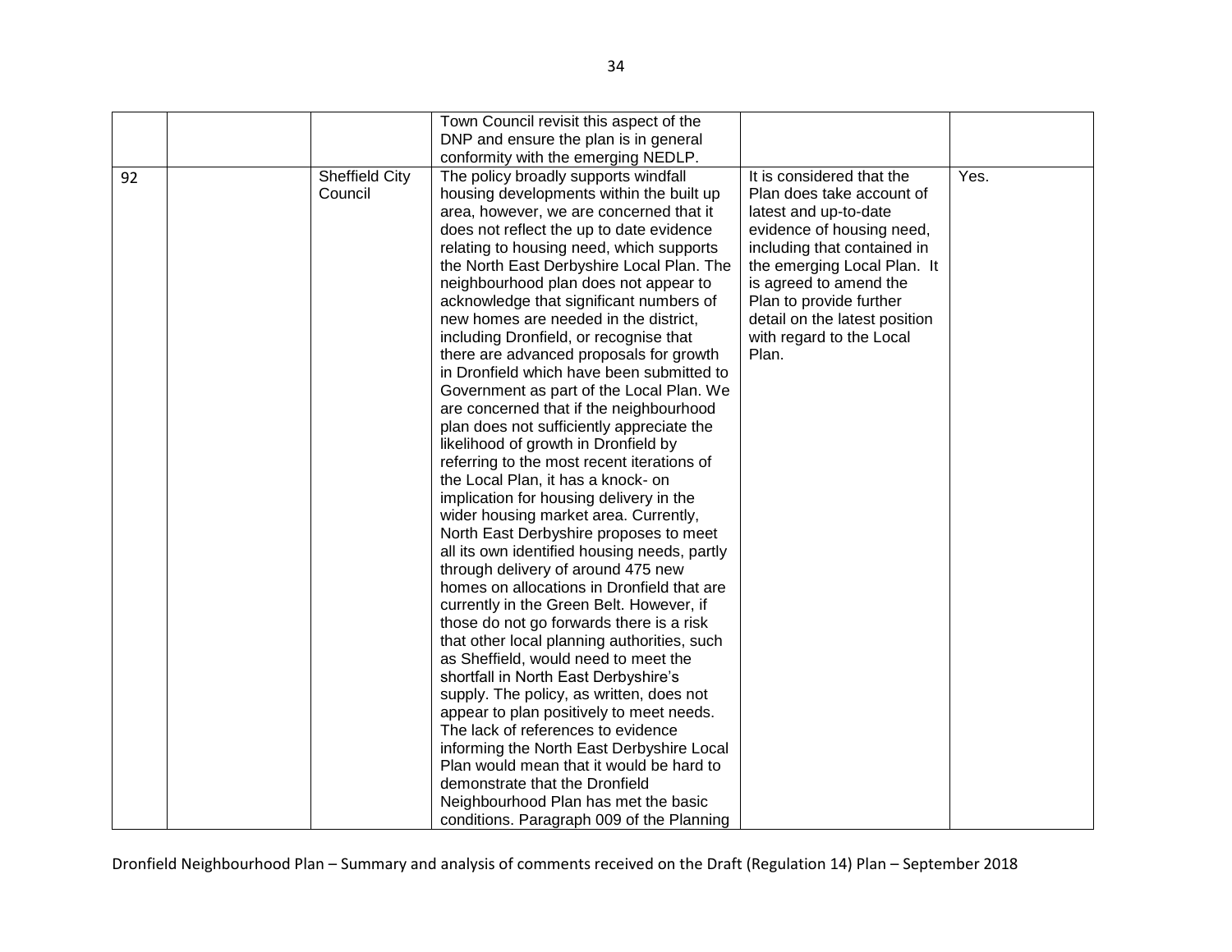| | | | | | |
|---|---|---|---|---|---|
| | | | Town Council revisit this aspect of the DNP and ensure the plan is in general conformity with the emerging NEDLP. | | |
| 92 | | Sheffield City Council | The policy broadly supports windfall housing developments within the built up area, however, we are concerned that it does not reflect the up to date evidence relating to housing need, which supports the North East Derbyshire Local Plan. The neighbourhood plan does not appear to acknowledge that significant numbers of new homes are needed in the district, including Dronfield, or recognise that there are advanced proposals for growth in Dronfield which have been submitted to Government as part of the Local Plan. We are concerned that if the neighbourhood plan does not sufficiently appreciate the likelihood of growth in Dronfield by referring to the most recent iterations of the Local Plan, it has a knock- on implication for housing delivery in the wider housing market area. Currently, North East Derbyshire proposes to meet all its own identified housing needs, partly through delivery of around 475 new homes on allocations in Dronfield that are currently in the Green Belt. However, if those do not go forwards there is a risk that other local planning authorities, such as Sheffield, would need to meet the shortfall in North East Derbyshire's supply. The policy, as written, does not appear to plan positively to meet needs. The lack of references to evidence informing the North East Derbyshire Local Plan would mean that it would be hard to demonstrate that the Dronfield Neighbourhood Plan has met the basic conditions. Paragraph 009 of the Planning | It is considered that the Plan does take account of latest and up-to-date evidence of housing need, including that contained in the emerging Local Plan. It is agreed to amend the Plan to provide further detail on the latest position with regard to the Local Plan. | Yes. |

Dronfield Neighbourhood Plan – Summary and analysis of comments received on the Draft (Regulation 14) Plan – September 2018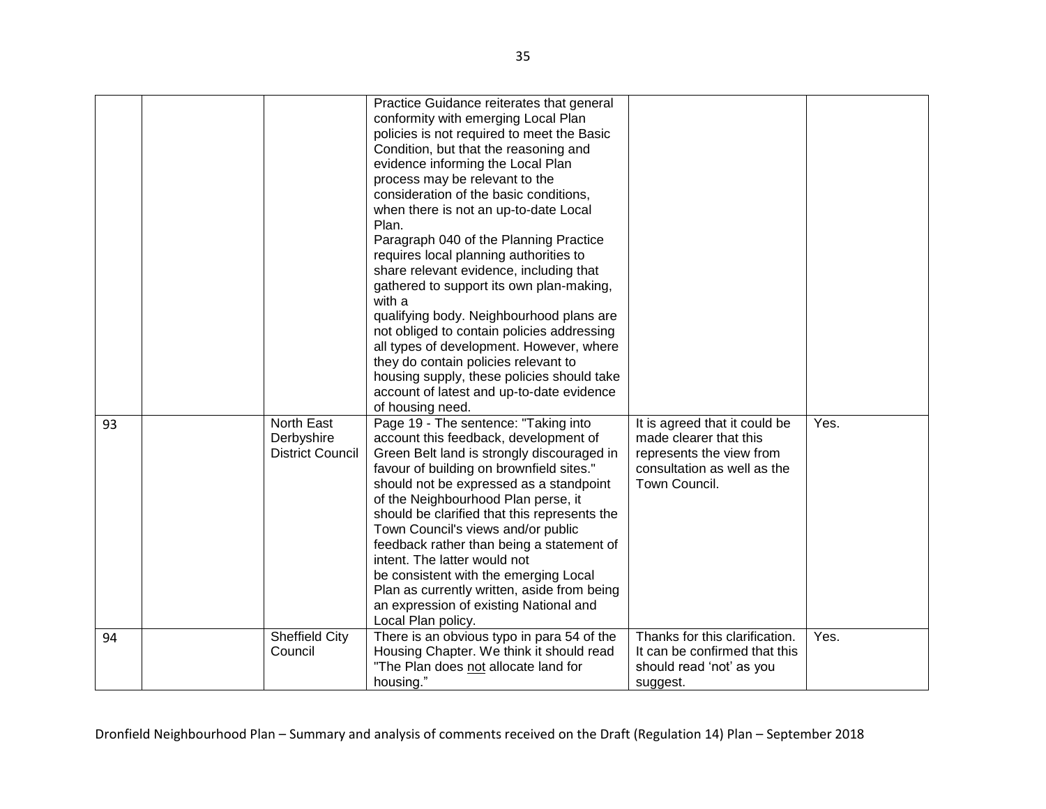| | | | | | |
|---|---|---|---|---|---|
| | | | Practice Guidance reiterates that general conformity with emerging Local Plan policies is not required to meet the Basic Condition, but that the reasoning and evidence informing the Local Plan process may be relevant to the consideration of the basic conditions, when there is not an up-to-date Local Plan.<br>Paragraph 040 of the Planning Practice requires local planning authorities to share relevant evidence, including that gathered to support its own plan-making, with a<br>qualifying body. Neighbourhood plans are not obliged to contain policies addressing all types of development. However, where they do contain policies relevant to housing supply, these policies should take account of latest and up-to-date evidence of housing need. | | |
| 93 | | North East Derbyshire District Council | Page 19 - The sentence: "Taking into account this feedback, development of Green Belt land is strongly discouraged in favour of building on brownfield sites." should not be expressed as a standpoint of the Neighbourhood Plan perse, it should be clarified that this represents the Town Council's views and/or public feedback rather than being a statement of intent. The latter would not<br>be consistent with the emerging Local Plan as currently written, aside from being an expression of existing National and Local Plan policy. | It is agreed that it could be made clearer that this represents the view from consultation as well as the Town Council. | Yes. |
| 94 | | Sheffield City Council | There is an obvious typo in para 54 of the Housing Chapter. We think it should read "The Plan does not allocate land for housing." | Thanks for this clarification. It can be confirmed that this should read 'not' as you suggest. | Yes. |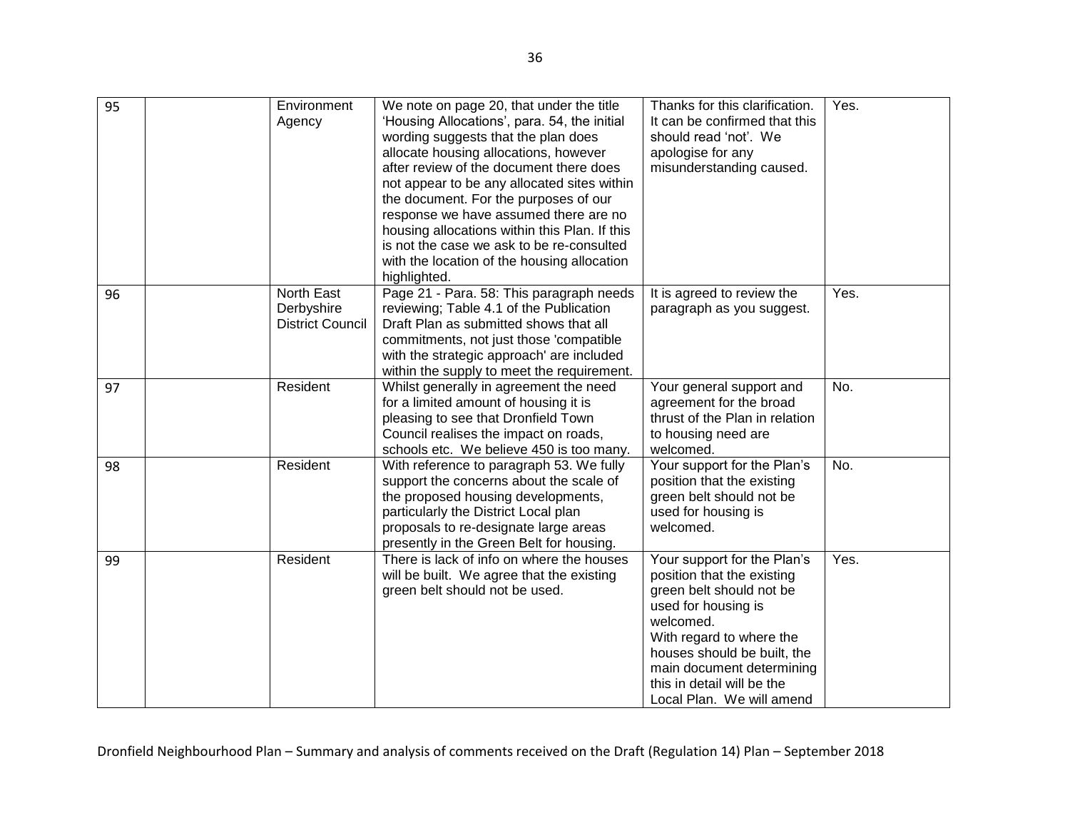| 95 | | Environment Agency | We note on page 20, that under the title 'Housing Allocations', para. 54, the initial wording suggests that the plan does allocate housing allocations, however after review of the document there does not appear to be any allocated sites within the document. For the purposes of our response we have assumed there are no housing allocations within this Plan. If this is not the case we ask to be re-consulted with the location of the housing allocation highlighted. | Thanks for this clarification. It can be confirmed that this should read 'not'. We apologise for any misunderstanding caused. | Yes. |
|---|---|---|---|---|---|
| 96 | | North East Derbyshire District Council | Page 21 - Para. 58: This paragraph needs reviewing; Table 4.1 of the Publication Draft Plan as submitted shows that all commitments, not just those 'compatible with the strategic approach' are included within the supply to meet the requirement. | It is agreed to review the paragraph as you suggest. | Yes. |
| 97 | | Resident | Whilst generally in agreement the need for a limited amount of housing it is pleasing to see that Dronfield Town Council realises the impact on roads, schools etc. We believe 450 is too many. | Your general support and agreement for the broad thrust of the Plan in relation to housing need are welcomed. | No. |
| 98 | | Resident | With reference to paragraph 53. We fully support the concerns about the scale of the proposed housing developments, particularly the District Local plan proposals to re-designate large areas presently in the Green Belt for housing. | Your support for the Plan's position that the existing green belt should not be used for housing is welcomed. | No. |
| 99 | | Resident | There is lack of info on where the houses will be built. We agree that the existing green belt should not be used. | Your support for the Plan's position that the existing green belt should not be used for housing is welcomed.<br>With regard to where the houses should be built, the main document determining this in detail will be the Local Plan. We will amend | Yes. |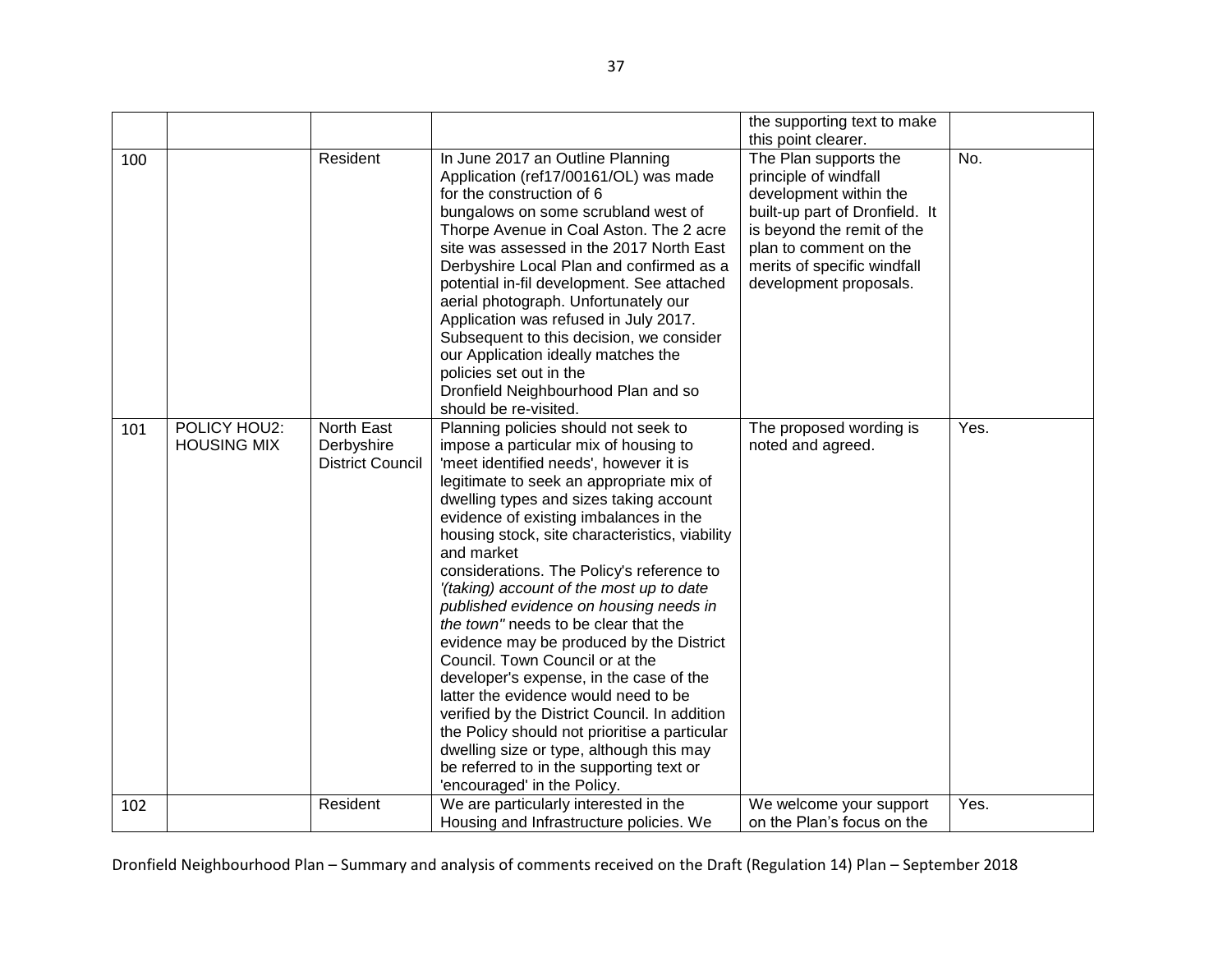| | | | | the supporting text to make this point clearer. | |
|---|---|---|---|---|---|
| 100 | | Resident | In June 2017 an Outline Planning Application (ref17/00161/OL) was made for the construction of 6 bungalows on some scrubland west of Thorpe Avenue in Coal Aston. The 2 acre site was assessed in the 2017 North East Derbyshire Local Plan and confirmed as a potential in-fil development. See attached aerial photograph. Unfortunately our Application was refused in July 2017. Subsequent to this decision, we consider our Application ideally matches the policies set out in the Dronfield Neighbourhood Plan and so should be re-visited. | The Plan supports the principle of windfall development within the built-up part of Dronfield. It is beyond the remit of the plan to comment on the merits of specific windfall development proposals. | No. |
| 101 | POLICY HOU2: HOUSING MIX | North East Derbyshire District Council | Planning policies should not seek to impose a particular mix of housing to 'meet identified needs', however it is legitimate to seek an appropriate mix of dwelling types and sizes taking account evidence of existing imbalances in the housing stock, site characteristics, viability and market considerations. The Policy's reference to *'(taking) account of the most up to date published evidence on housing needs in the town"* needs to be clear that the evidence may be produced by the District Council. Town Council or at the developer's expense, in the case of the latter the evidence would need to be verified by the District Council. In addition the Policy should not prioritise a particular dwelling size or type, although this may be referred to in the supporting text or 'encouraged' in the Policy. | The proposed wording is noted and agreed. | Yes. |
| 102 | | Resident | We are particularly interested in the Housing and Infrastructure policies. We | We welcome your support on the Plan's focus on the | Yes. |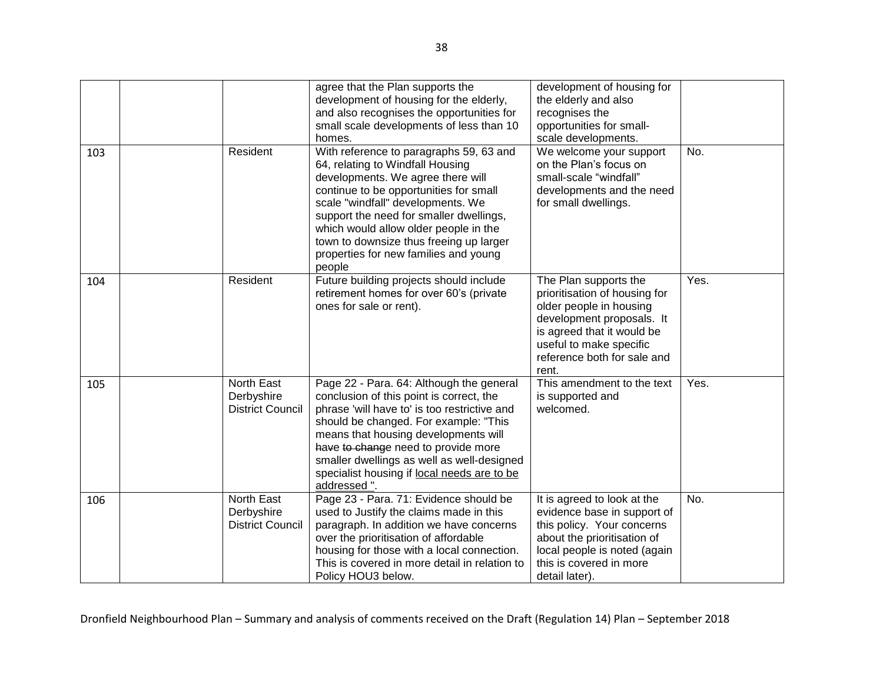| | | | | | |
|---|---|---|---|---|---|
| | | | agree that the Plan supports the development of housing for the elderly, and also recognises the opportunities for small scale developments of less than 10 homes. | development of housing for the elderly and also recognises the opportunities for small-scale developments. | |
| 103 | | Resident | With reference to paragraphs 59, 63 and 64, relating to Windfall Housing developments. We agree there will continue to be opportunities for small scale "windfall" developments. We support the need for smaller dwellings, which would allow older people in the town to downsize thus freeing up larger properties for new families and young people | We welcome your support on the Plan's focus on small-scale "windfall" developments and the need for small dwellings. | No. |
| 104 | | Resident | Future building projects should include retirement homes for over 60's (private ones for sale or rent). | The Plan supports the prioritisation of housing for older people in housing development proposals. It is agreed that it would be useful to make specific reference both for sale and rent. | Yes. |
| 105 | | North East Derbyshire District Council | Page 22 - Para. 64: Although the general conclusion of this point is correct, the phrase 'will have to' is too restrictive and should be changed. For example: "This means that housing developments will ~~have to change~~ need to provide more smaller dwellings as well as well-designed specialist housing if <u>local needs are to be addressed</u> ". | This amendment to the text is supported and welcomed. | Yes. |
| 106 | | North East Derbyshire District Council | Page 23 - Para. 71: Evidence should be used to Justify the claims made in this paragraph. In addition we have concerns over the prioritisation of affordable housing for those with a local connection. This is covered in more detail in relation to Policy HOU3 below. | It is agreed to look at the evidence base in support of this policy. Your concerns about the prioritisation of local people is noted (again this is covered in more detail later). | No. |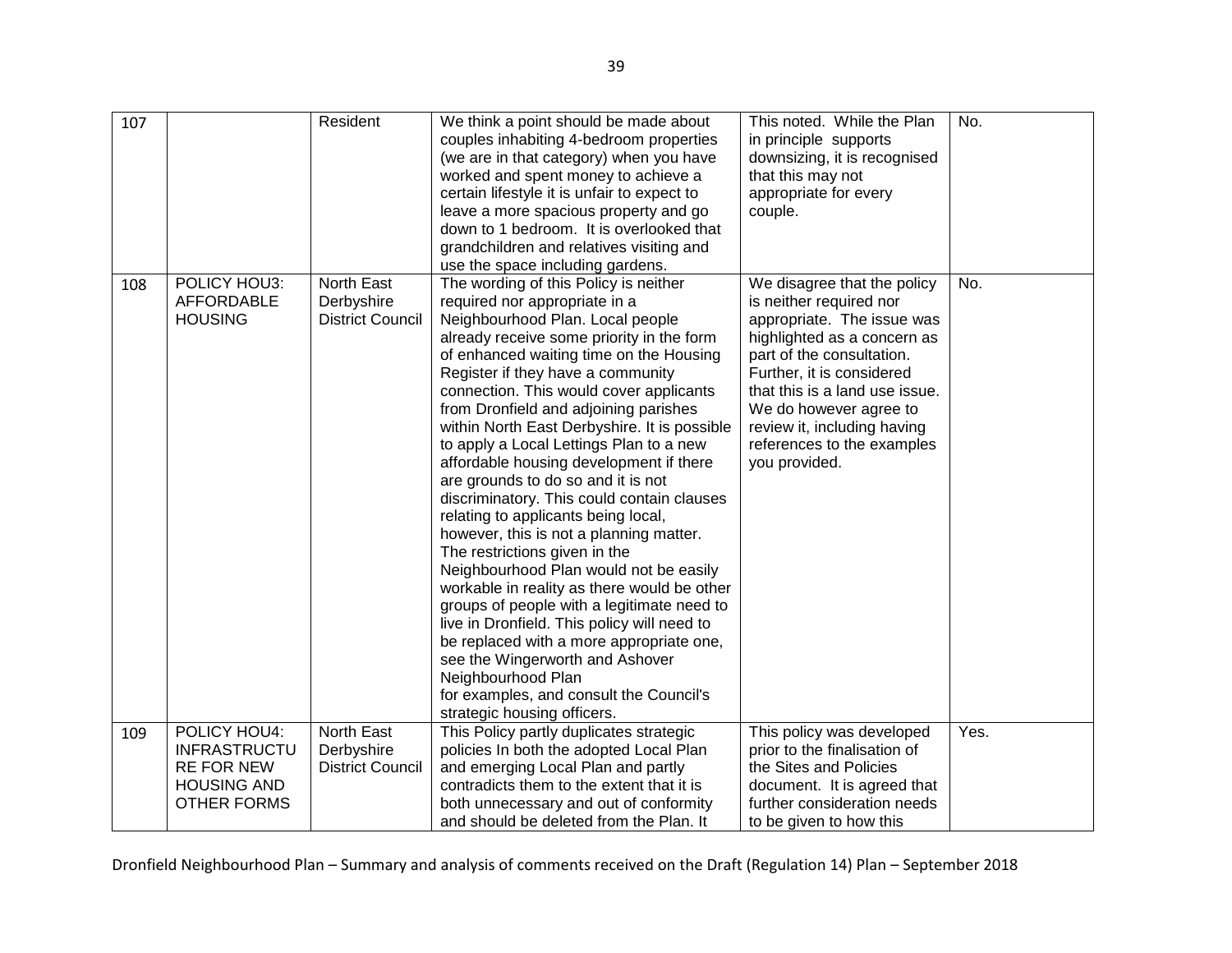| 107 | | Resident | We think a point should be made about couples inhabiting 4-bedroom properties (we are in that category) when you have worked and spent money to achieve a certain lifestyle it is unfair to expect to leave a more spacious property and go down to 1 bedroom. It is overlooked that grandchildren and relatives visiting and use the space including gardens. | This noted. While the Plan in principle supports downsizing, it is recognised that this may not appropriate for every couple. | No. |
|---|---|---|---|---|---|
| 108 | POLICY HOU3: AFFORDABLE HOUSING | North East Derbyshire District Council | The wording of this Policy is neither required nor appropriate in a Neighbourhood Plan. Local people already receive some priority in the form of enhanced waiting time on the Housing Register if they have a community connection. This would cover applicants from Dronfield and adjoining parishes within North East Derbyshire. It is possible to apply a Local Lettings Plan to a new affordable housing development if there are grounds to do so and it is not discriminatory. This could contain clauses relating to applicants being local, however, this is not a planning matter. The restrictions given in the Neighbourhood Plan would not be easily workable in reality as there would be other groups of people with a legitimate need to live in Dronfield. This policy will need to be replaced with a more appropriate one, see the Wingerworth and Ashover Neighbourhood Plan for examples, and consult the Council's strategic housing officers. | We disagree that the policy is neither required nor appropriate. The issue was highlighted as a concern as part of the consultation. Further, it is considered that this is a land use issue. We do however agree to review it, including having references to the examples you provided. | No. |
| 109 | POLICY HOU4: INFRASTRUCTURE FOR NEW HOUSING AND OTHER FORMS | North East Derbyshire District Council | This Policy partly duplicates strategic policies In both the adopted Local Plan and emerging Local Plan and partly contradicts them to the extent that it is both unnecessary and out of conformity and should be deleted from the Plan. It | This policy was developed prior to the finalisation of the Sites and Policies document. It is agreed that further consideration needs to be given to how this | Yes. |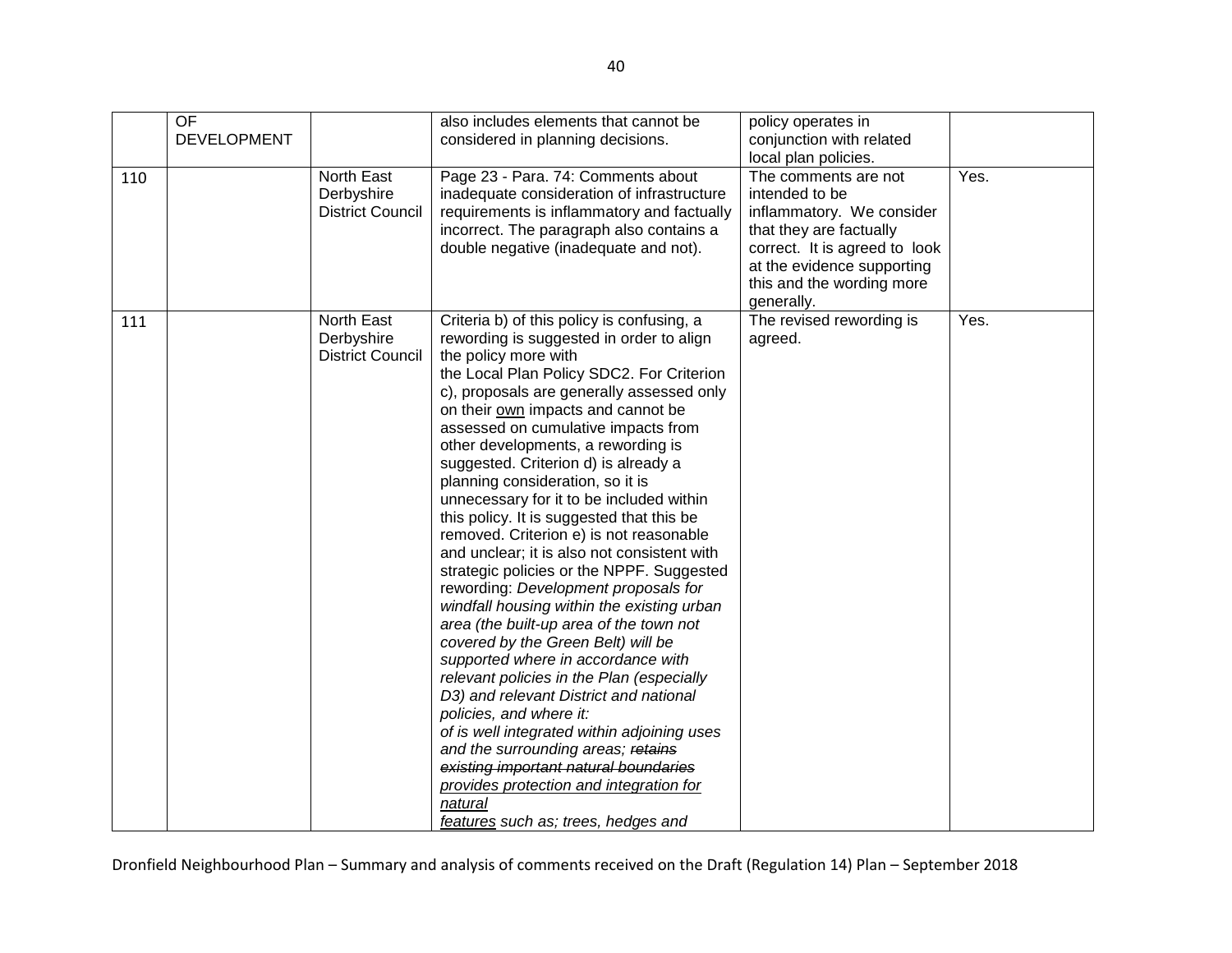|  | OF DEVELOPMENT |  | also includes elements that cannot be considered in planning decisions. | policy operates in conjunction with related local plan policies. |  |
|---|---|---|---|---|---|
| 110 |  | North East Derbyshire District Council | Page 23 - Para. 74: Comments about inadequate consideration of infrastructure requirements is inflammatory and factually incorrect. The paragraph also contains a double negative (inadequate and not). | The comments are not intended to be inflammatory. We consider that they are factually correct. It is agreed to look at the evidence supporting this and the wording more generally. | Yes. |
| 111 |  | North East Derbyshire District Council | Criteria b) of this policy is confusing, a rewording is suggested in order to align the policy more with the Local Plan Policy SDC2. For Criterion c), proposals are generally assessed only on their <u>own</u> impacts and cannot be assessed on cumulative impacts from other developments, a rewording is suggested. Criterion d) is already a planning consideration, so it is unnecessary for it to be included within this policy. It is suggested that this be removed. Criterion e) is not reasonable and unclear; it is also not consistent with strategic policies or the NPPF. Suggested rewording: *Development proposals for windfall housing within the existing urban area (the built-up area of the town not covered by the Green Belt) will be supported where in accordance with relevant policies in the Plan (especially D3) and relevant District and national policies, and where it:* *of is well integrated within adjoining uses and the surrounding areas; ~~retains existing important natural boundaries~~ <u>provides protection and integration for natural features</u> such as; trees, hedges and* | The revised rewording is agreed. | Yes. |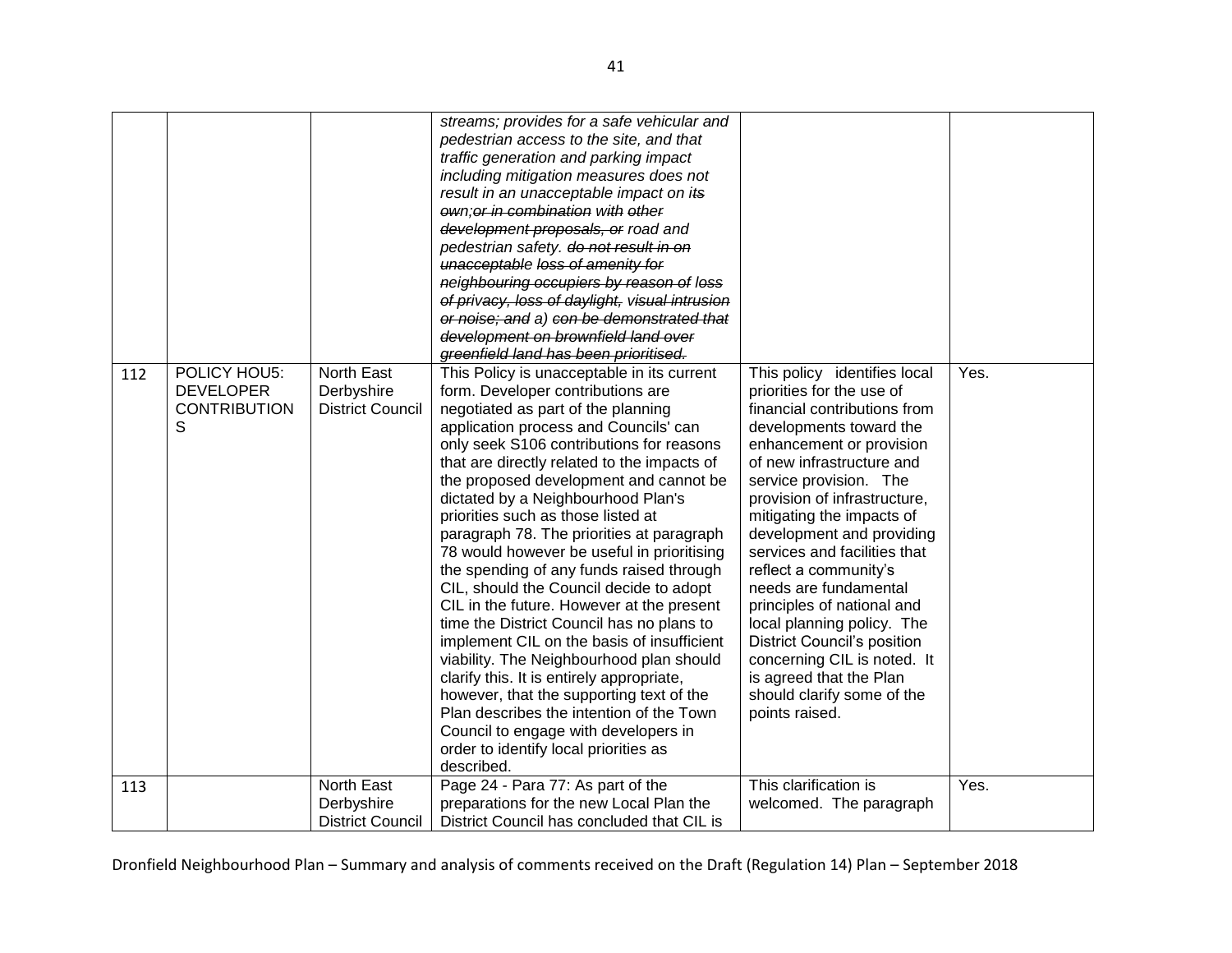|  |  |  | *streams; provides for a safe vehicular and pedestrian access to the site, and that traffic generation and parking impact including mitigation measures does not result in an unacceptable impact on i~~ts own;or in combination~~ with ~~other development proposals, or~~ road and pedestrian safety. ~~do not result in on unacceptable loss of amenity for neighbouring occupiers by reason of loss of privacy, loss of daylight,~~ visual intrusion ~~or noise; and~~ a) ~~con be demonstrated that development on brownfield land over greenfield land has been prioritised.~~* |  |  |
|---|---|---|---|---|---|
| 112 | POLICY HOU5: DEVELOPER CONTRIBUTIONS | North East Derbyshire District Council | This Policy is unacceptable in its current form. Developer contributions are negotiated as part of the planning application process and Councils' can only seek S106 contributions for reasons that are directly related to the impacts of the proposed development and cannot be dictated by a Neighbourhood Plan's priorities such as those listed at paragraph 78. The priorities at paragraph 78 would however be useful in prioritising the spending of any funds raised through CIL, should the Council decide to adopt CIL in the future. However at the present time the District Council has no plans to implement CIL on the basis of insufficient viability. The Neighbourhood plan should clarify this. It is entirely appropriate, however, that the supporting text of the Plan describes the intention of the Town Council to engage with developers in order to identify local priorities as described. | This policy identifies local priorities for the use of financial contributions from developments toward the enhancement or provision of new infrastructure and service provision. The provision of infrastructure, mitigating the impacts of development and providing services and facilities that reflect a community's needs are fundamental principles of national and local planning policy. The District Council's position concerning CIL is noted. It is agreed that the Plan should clarify some of the points raised. | Yes. |
| 113 |  | North East Derbyshire District Council | Page 24 - Para 77: As part of the preparations for the new Local Plan the District Council has concluded that CIL is | This clarification is welcomed. The paragraph | Yes. |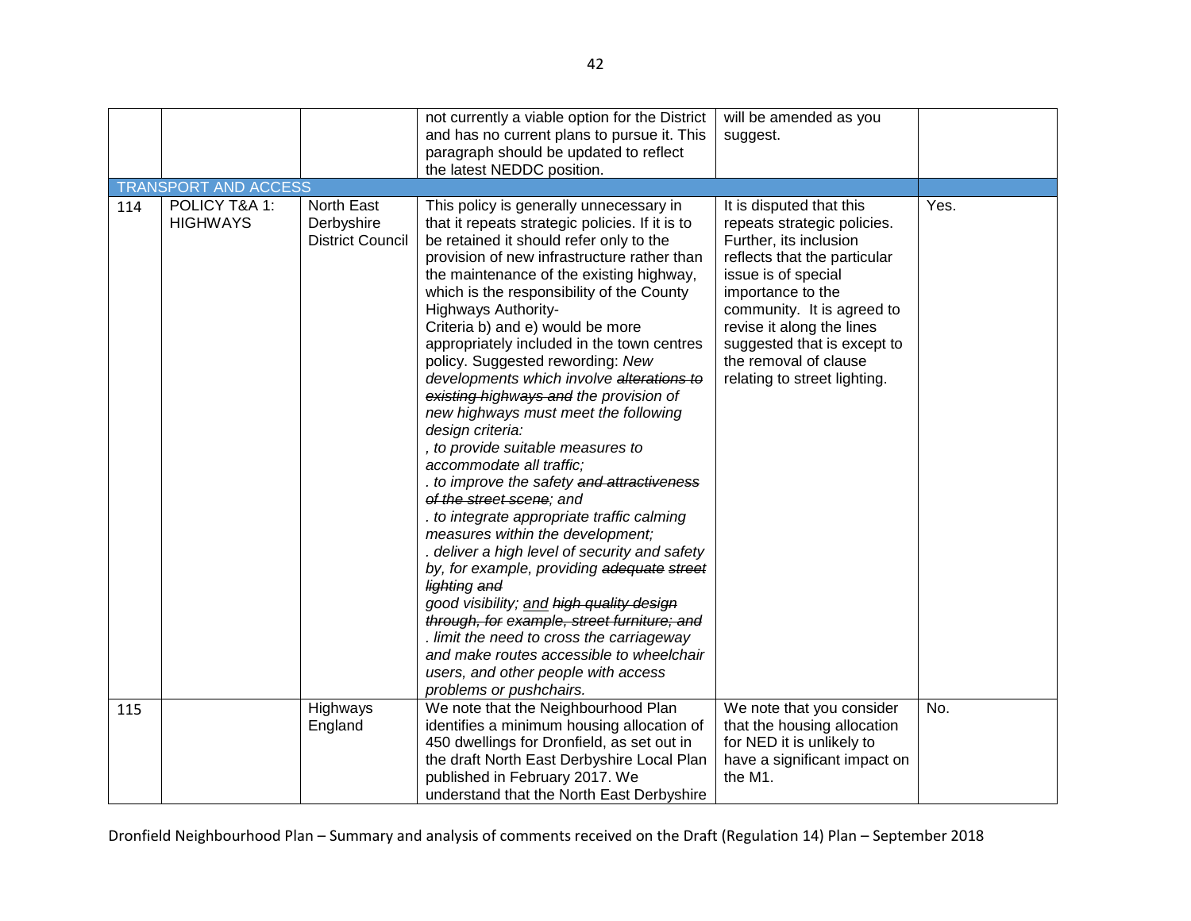| | | | not currently a viable option for the District and has no current plans to pursue it. This paragraph should be updated to reflect the latest NEDDC position. | will be amended as you suggest. | |
|---|---|---|---|---|---|
| TRANSPORT AND ACCESS | | | | | |
| 114 | POLICY T&A 1: HIGHWAYS | North East Derbyshire District Council | This policy is generally unnecessary in that it repeats strategic policies. If it is to be retained it should refer only to the provision of new infrastructure rather than the maintenance of the existing highway, which is the responsibility of the County Highways Authority-<br>Criteria b) and e) would be more appropriately included in the town centres policy. Suggested rewording: *New developments which involve ~~alterations to existing highways and~~ the provision of new highways must meet the following design criteria:*<br>*, to provide suitable measures to accommodate all traffic;*<br>*. to improve the safety ~~and attractiveness of the street scene~~; and*<br>*. to integrate appropriate traffic calming measures within the development;*<br>*. deliver a high level of security and safety by, for example, providing ~~adequate street lighting and~~*<br>*good visibility; <u>and</u> ~~high quality design through, for example, street furniture; and~~*<br>*. limit the need to cross the carriageway and make routes accessible to wheelchair users, and other people with access problems or pushchairs.* | It is disputed that this repeats strategic policies. Further, its inclusion reflects that the particular issue is of special importance to the community. It is agreed to revise it along the lines suggested that is except to the removal of clause relating to street lighting. | Yes. |
| 115 | | Highways England | We note that the Neighbourhood Plan identifies a minimum housing allocation of 450 dwellings for Dronfield, as set out in the draft North East Derbyshire Local Plan published in February 2017. We understand that the North East Derbyshire | We note that you consider that the housing allocation for NED it is unlikely to have a significant impact on the M1. | No. |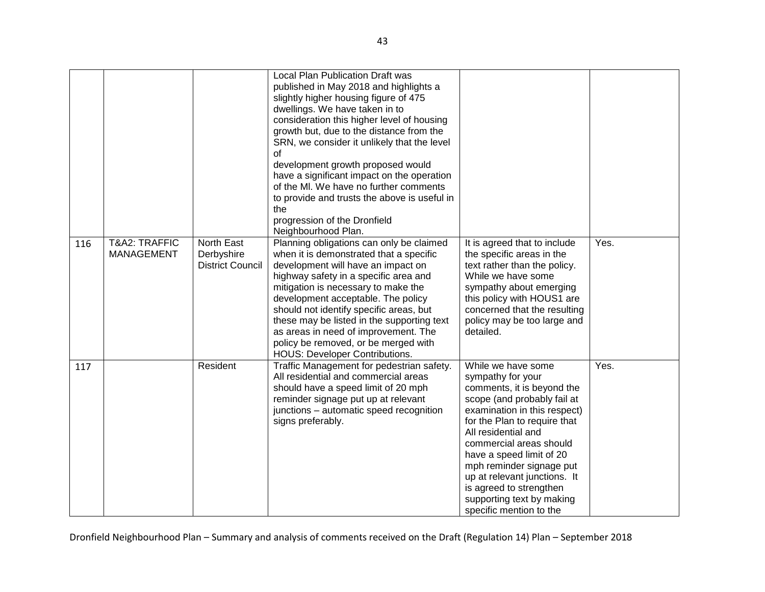| | | | | | |
|---|---|---|---|---|---|
| | | | Local Plan Publication Draft was published in May 2018 and highlights a slightly higher housing figure of 475 dwellings. We have taken in to consideration this higher level of housing growth but, due to the distance from the SRN, we consider it unlikely that the level of development growth proposed would have a significant impact on the operation of the Ml. We have no further comments to provide and trusts the above is useful in the progression of the Dronfield Neighbourhood Plan. | | |
| 116 | T&A2: TRAFFIC MANAGEMENT | North East Derbyshire District Council | Planning obligations can only be claimed when it is demonstrated that a specific development will have an impact on highway safety in a specific area and mitigation is necessary to make the development acceptable. The policy should not identify specific areas, but these may be listed in the supporting text as areas in need of improvement. The policy be removed, or be merged with HOUS: Developer Contributions. | It is agreed that to include the specific areas in the text rather than the policy. While we have some sympathy about emerging this policy with HOUS1 are concerned that the resulting policy may be too large and detailed. | Yes. |
| 117 | | Resident | Traffic Management for pedestrian safety. All residential and commercial areas should have a speed limit of 20 mph reminder signage put up at relevant junctions – automatic speed recognition signs preferably. | While we have some sympathy for your comments, it is beyond the scope (and probably fail at examination in this respect) for the Plan to require that All residential and commercial areas should have a speed limit of 20 mph reminder signage put up at relevant junctions. It is agreed to strengthen supporting text by making specific mention to the | Yes. |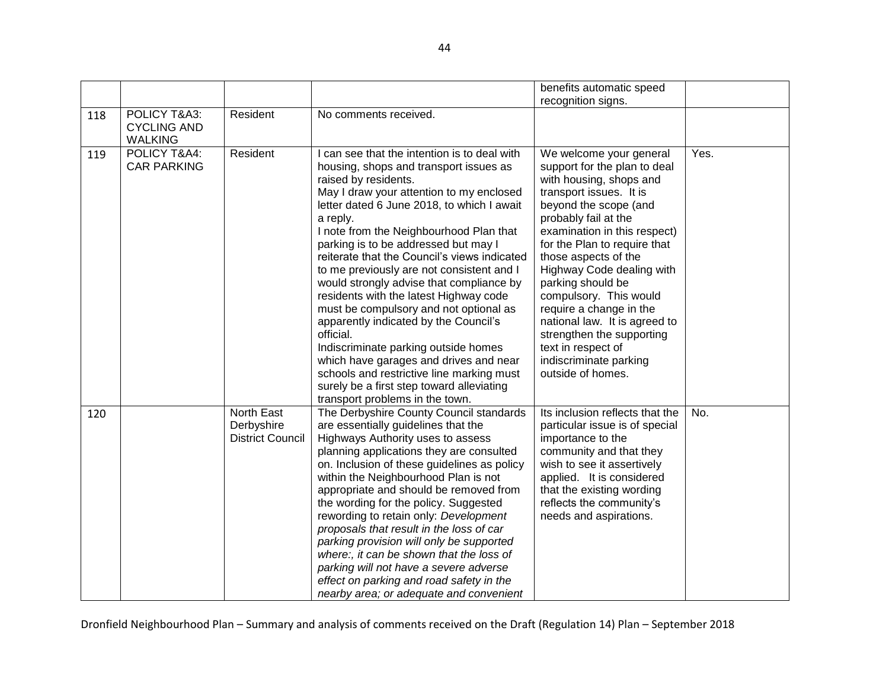| | | | | benefits automatic speed recognition signs. | |
|---|---|---|---|---|---|
| 118 | POLICY T&A3: CYCLING AND WALKING | Resident | No comments received. | | |
| 119 | POLICY T&A4: CAR PARKING | Resident | I can see that the intention is to deal with housing, shops and transport issues as raised by residents.<br>May I draw your attention to my enclosed letter dated 6 June 2018, to which I await a reply.<br>I note from the Neighbourhood Plan that parking is to be addressed but may I reiterate that the Council's views indicated to me previously are not consistent and I would strongly advise that compliance by residents with the latest Highway code must be compulsory and not optional as apparently indicated by the Council's official.<br>Indiscriminate parking outside homes which have garages and drives and near schools and restrictive line marking must surely be a first step toward alleviating transport problems in the town. | We welcome your general support for the plan to deal with housing, shops and transport issues. It is beyond the scope (and probably fail at the examination in this respect) for the Plan to require that those aspects of the Highway Code dealing with parking should be compulsory. This would require a change in the national law. It is agreed to strengthen the supporting text in respect of indiscriminate parking outside of homes. | Yes. |
| 120 | | North East Derbyshire District Council | The Derbyshire County Council standards are essentially guidelines that the Highways Authority uses to assess planning applications they are consulted on. Inclusion of these guidelines as policy within the Neighbourhood Plan is not appropriate and should be removed from the wording for the policy. Suggested rewording to retain only: *Development proposals that result in the loss of car parking provision will only be supported where:, it can be shown that the loss of parking will not have a severe adverse effect on parking and road safety in the nearby area; or adequate and convenient* | Its inclusion reflects that the particular issue is of special importance to the community and that they wish to see it assertively applied. It is considered that the existing wording reflects the community's needs and aspirations. | No. |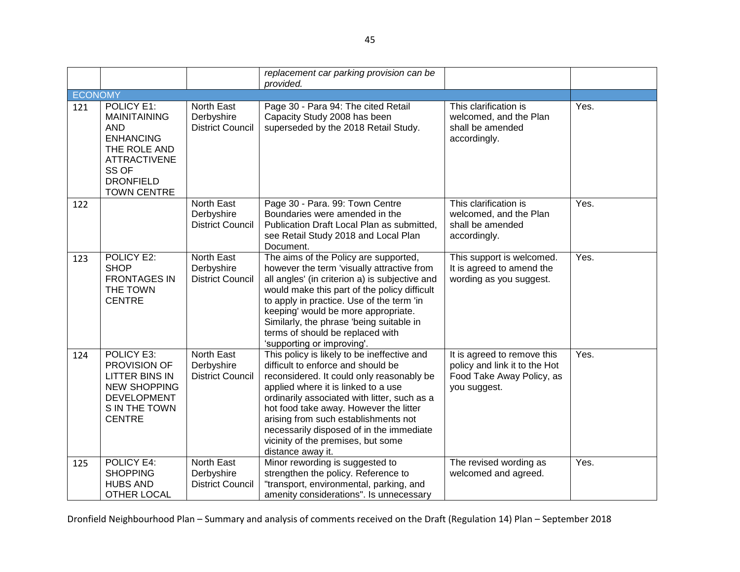| | | | *replacement car parking provision can be provided.* | | |
|---|---|---|---|---|---|
| ECONOMY | | | | | |
| 121 | POLICY E1: MAINTAINING AND ENHANCING THE ROLE AND ATTRACTIVENESS OF DRONFIELD TOWN CENTRE | North East Derbyshire District Council | Page 30 - Para 94: The cited Retail Capacity Study 2008 has been superseded by the 2018 Retail Study. | This clarification is welcomed, and the Plan shall be amended accordingly. | Yes. |
| 122 | | North East Derbyshire District Council | Page 30 - Para. 99: Town Centre Boundaries were amended in the Publication Draft Local Plan as submitted, see Retail Study 2018 and Local Plan Document. | This clarification is welcomed, and the Plan shall be amended accordingly. | Yes. |
| 123 | POLICY E2: SHOP FRONTAGES IN THE TOWN CENTRE | North East Derbyshire District Council | The aims of the Policy are supported, however the term 'visually attractive from all angles' (in criterion a) is subjective and would make this part of the policy difficult to apply in practice. Use of the term 'in keeping' would be more appropriate. Similarly, the phrase 'being suitable in terms of should be replaced with 'supporting or improving'. | This support is welcomed. It is agreed to amend the wording as you suggest. | Yes. |
| 124 | POLICY E3: PROVISION OF LITTER BINS IN NEW SHOPPING DEVELOPMENTS IN THE TOWN CENTRE | North East Derbyshire District Council | This policy is likely to be ineffective and difficult to enforce and should be reconsidered. It could only reasonably be applied where it is linked to a use ordinarily associated with litter, such as a hot food take away. However the litter arising from such establishments not necessarily disposed of in the immediate vicinity of the premises, but some distance away it. | It is agreed to remove this policy and link it to the Hot Food Take Away Policy, as you suggest. | Yes. |
| 125 | POLICY E4: SHOPPING HUBS AND OTHER LOCAL | North East Derbyshire District Council | Minor rewording is suggested to strengthen the policy. Reference to "transport, environmental, parking, and amenity considerations". Is unnecessary | The revised wording as welcomed and agreed. | Yes. |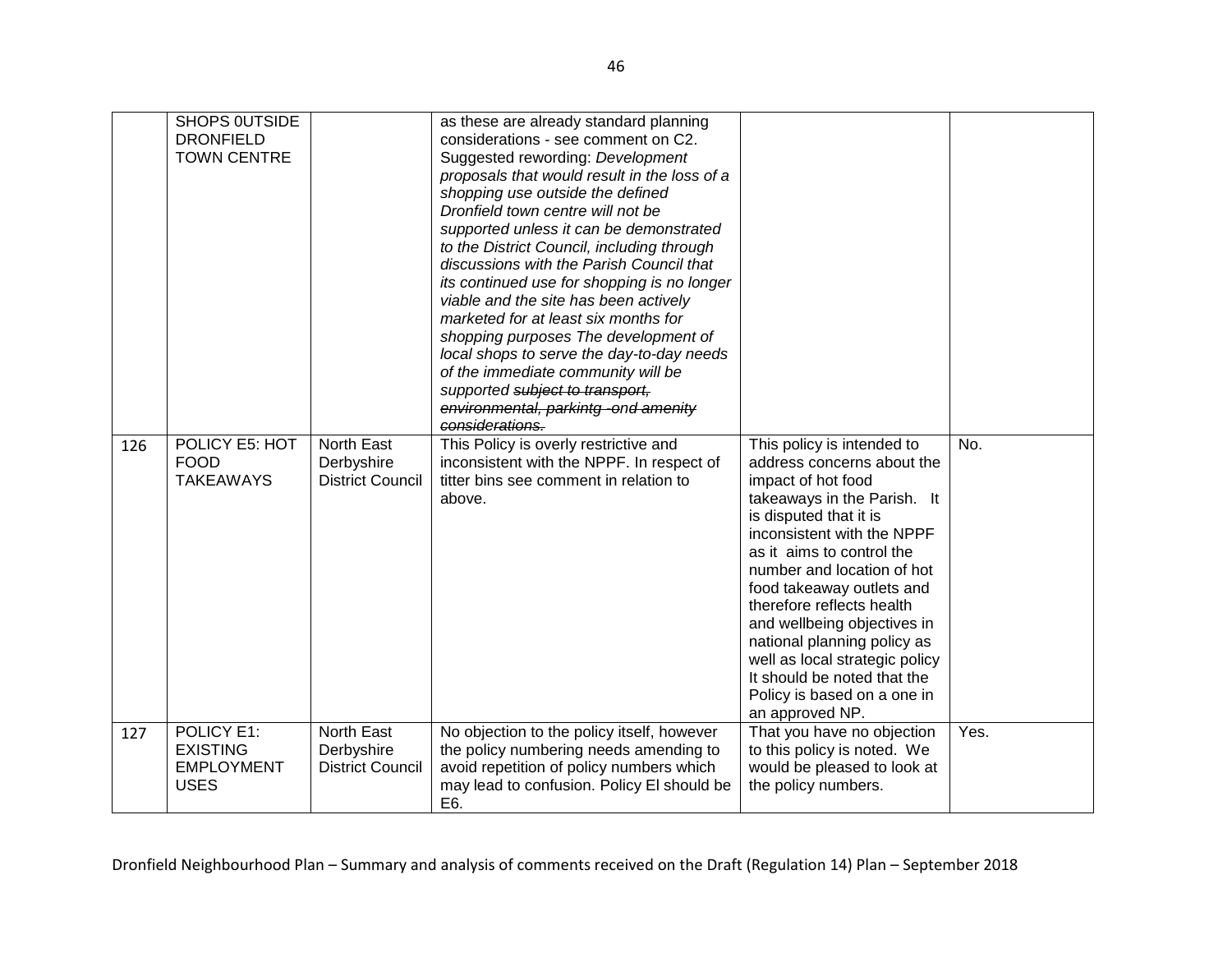|  |  |  |  |  |  |
|---|---|---|---|---|---|
|  | SHOPS 0UTSIDE DRONFIELD TOWN CENTRE |  | as these are already standard planning considerations - see comment on C2. Suggested rewording: *Development proposals that would result in the loss of a shopping use outside the defined Dronfield town centre will not be supported unless it can be demonstrated to the District Council, including through discussions with the Parish Council that its continued use for shopping is no longer viable and the site has been actively marketed for at least six months for shopping purposes The development of local shops to serve the day-to-day needs of the immediate community will be supported* ~~*subject to transport, environmental, parkintg -ond amenity considerations.*~~ |  |  |
| 126 | POLICY E5: HOT FOOD TAKEAWAYS | North East Derbyshire District Council | This Policy is overly restrictive and inconsistent with the NPPF. In respect of titter bins see comment in relation to above. | This policy is intended to address concerns about the impact of hot food takeaways in the Parish. It is disputed that it is inconsistent with the NPPF as it aims to control the number and location of hot food takeaway outlets and therefore reflects health and wellbeing objectives in national planning policy as well as local strategic policy It should be noted that the Policy is based on a one in an approved NP. | No. |
| 127 | POLICY E1: EXISTING EMPLOYMENT USES | North East Derbyshire District Council | No objection to the policy itself, however the policy numbering needs amending to avoid repetition of policy numbers which may lead to confusion. Policy El should be E6. | That you have no objection to this policy is noted. We would be pleased to look at the policy numbers. | Yes. |

Dronfield Neighbourhood Plan – Summary and analysis of comments received on the Draft (Regulation 14) Plan – September 2018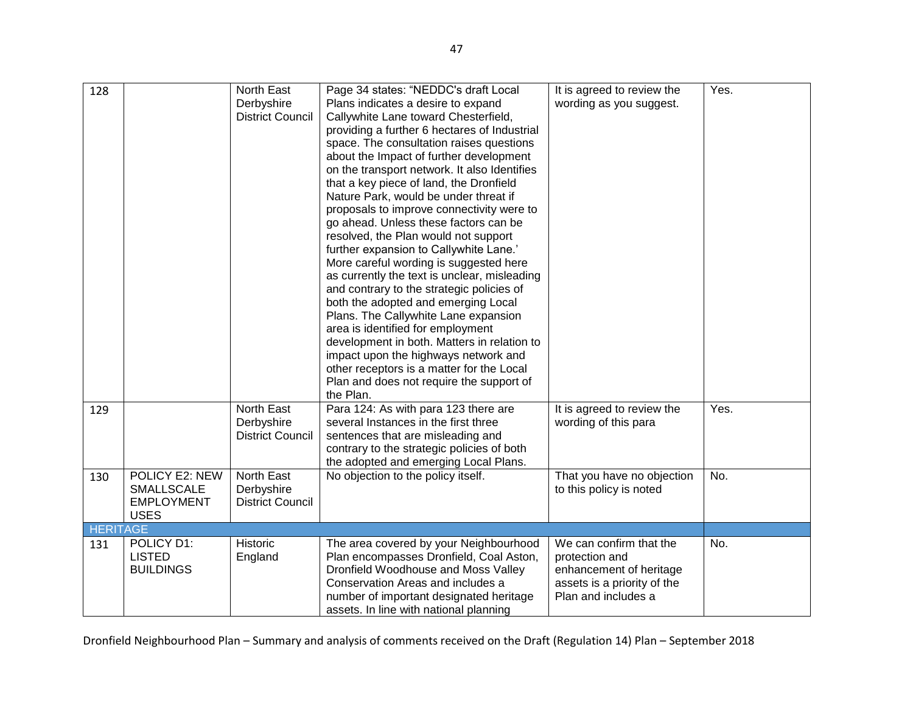| | | | | | |
|---|---|---|---|---|---|
| 128 | | North East Derbyshire District Council | Page 34 states: "NEDDC's draft Local Plans indicates a desire to expand Callywhite Lane toward Chesterfield, providing a further 6 hectares of Industrial space. The consultation raises questions about the Impact of further development on the transport network. It also Identifies that a key piece of land, the Dronfield Nature Park, would be under threat if proposals to improve connectivity were to go ahead. Unless these factors can be resolved, the Plan would not support further expansion to Callywhite Lane.' More careful wording is suggested here as currently the text is unclear, misleading and contrary to the strategic policies of both the adopted and emerging Local Plans. The Callywhite Lane expansion area is identified for employment development in both. Matters in relation to impact upon the highways network and other receptors is a matter for the Local Plan and does not require the support of the Plan. | It is agreed to review the wording as you suggest. | Yes. |
| 129 | | North East Derbyshire District Council | Para 124: As with para 123 there are several Instances in the first three sentences that are misleading and contrary to the strategic policies of both the adopted and emerging Local Plans. | It is agreed to review the wording of this para | Yes. |
| 130 | POLICY E2: NEW SMALLSCALE EMPLOYMENT USES | North East Derbyshire District Council | No objection to the policy itself. | That you have no objection to this policy is noted | No. |
| **HERITAGE** | | | | | |
| 131 | POLICY D1: LISTED BUILDINGS | Historic England | The area covered by your Neighbourhood Plan encompasses Dronfield, Coal Aston, Dronfield Woodhouse and Moss Valley Conservation Areas and includes a number of important designated heritage assets. In line with national planning | We can confirm that the protection and enhancement of heritage assets is a priority of the Plan and includes a | No. |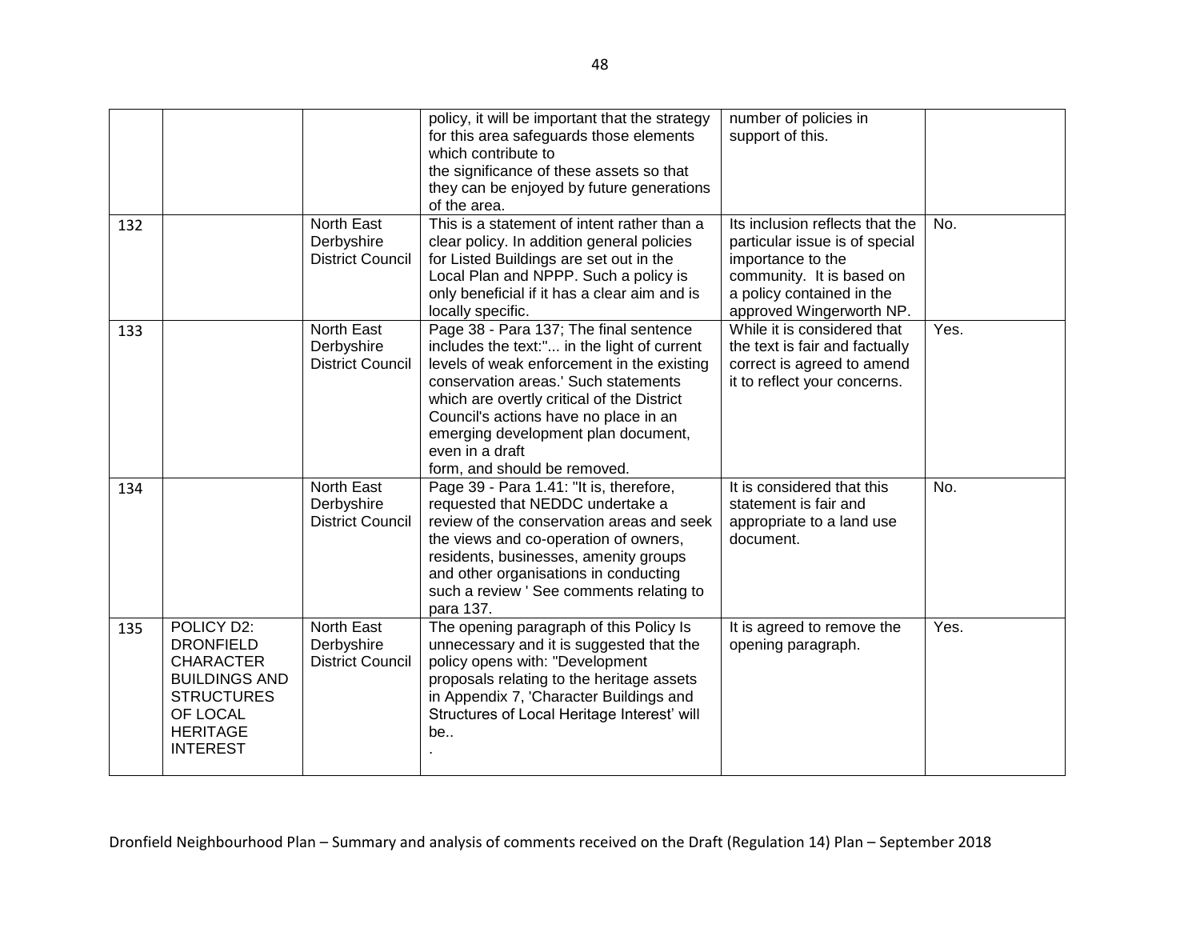| | | | policy, it will be important that the strategy for this area safeguards those elements which contribute to the significance of these assets so that they can be enjoyed by future generations of the area. | number of policies in support of this. | |
|---|---|---|---|---|---|
| 132 | | North East Derbyshire District Council | This is a statement of intent rather than a clear policy. In addition general policies for Listed Buildings are set out in the Local Plan and NPPP. Such a policy is only beneficial if it has a clear aim and is locally specific. | Its inclusion reflects that the particular issue is of special importance to the community. It is based on a policy contained in the approved Wingerworth NP. | No. |
| 133 | | North East Derbyshire District Council | Page 38 - Para 137; The final sentence includes the text:"... in the light of current levels of weak enforcement in the existing conservation areas.' Such statements which are overtly critical of the District Council's actions have no place in an emerging development plan document, even in a draft form, and should be removed. | While it is considered that the text is fair and factually correct is agreed to amend it to reflect your concerns. | Yes. |
| 134 | | North East Derbyshire District Council | Page 39 - Para 1.41: "It is, therefore, requested that NEDDC undertake a review of the conservation areas and seek the views and co-operation of owners, residents, businesses, amenity groups and other organisations in conducting such a review ' See comments relating to para 137. | It is considered that this statement is fair and appropriate to a land use document. | No. |
| 135 | POLICY D2: DRONFIELD CHARACTER BUILDINGS AND STRUCTURES OF LOCAL HERITAGE INTEREST | North East Derbyshire District Council | The opening paragraph of this Policy Is unnecessary and it is suggested that the policy opens with: "Development proposals relating to the heritage assets in Appendix 7, 'Character Buildings and Structures of Local Heritage Interest' will be.. . | It is agreed to remove the opening paragraph. | Yes. |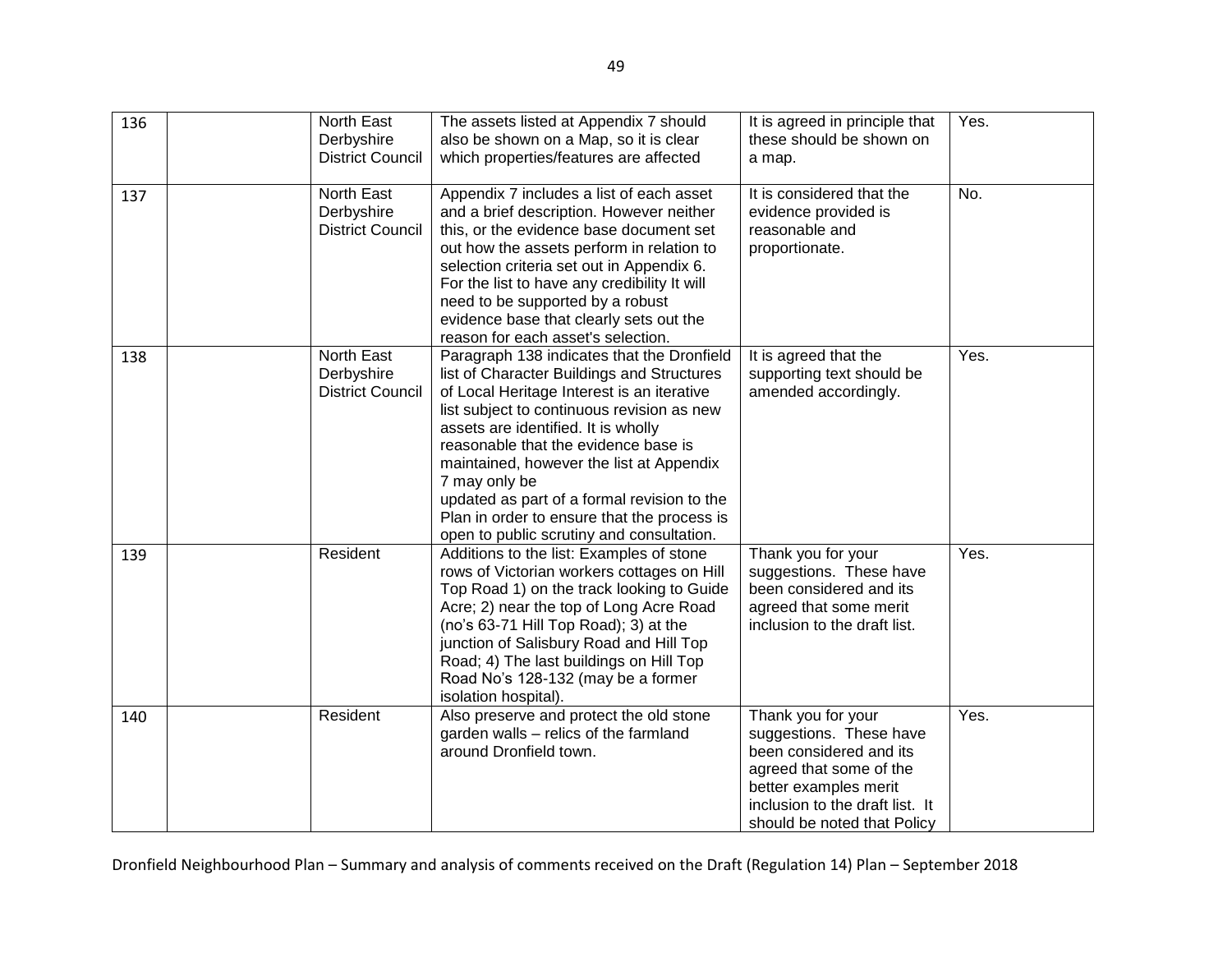| 136 | | North East Derbyshire District Council | The assets listed at Appendix 7 should also be shown on a Map, so it is clear which properties/features are affected | It is agreed in principle that these should be shown on a map. | Yes. |
|---|---|---|---|---|---|
| 137 | | North East Derbyshire District Council | Appendix 7 includes a list of each asset and a brief description. However neither this, or the evidence base document set out how the assets perform in relation to selection criteria set out in Appendix 6. For the list to have any credibility It will need to be supported by a robust evidence base that clearly sets out the reason for each asset's selection. | It is considered that the evidence provided is reasonable and proportionate. | No. |
| 138 | | North East Derbyshire District Council | Paragraph 138 indicates that the Dronfield list of Character Buildings and Structures of Local Heritage Interest is an iterative list subject to continuous revision as new assets are identified. It is wholly reasonable that the evidence base is maintained, however the list at Appendix 7 may only be updated as part of a formal revision to the Plan in order to ensure that the process is open to public scrutiny and consultation. | It is agreed that the supporting text should be amended accordingly. | Yes. |
| 139 | | Resident | Additions to the list: Examples of stone rows of Victorian workers cottages on Hill Top Road 1) on the track looking to Guide Acre; 2) near the top of Long Acre Road (no's 63-71 Hill Top Road); 3) at the junction of Salisbury Road and Hill Top Road; 4) The last buildings on Hill Top Road No's 128-132 (may be a former isolation hospital). | Thank you for your suggestions. These have been considered and its agreed that some merit inclusion to the draft list. | Yes. |
| 140 | | Resident | Also preserve and protect the old stone garden walls – relics of the farmland around Dronfield town. | Thank you for your suggestions. These have been considered and its agreed that some of the better examples merit inclusion to the draft list. It should be noted that Policy | Yes. |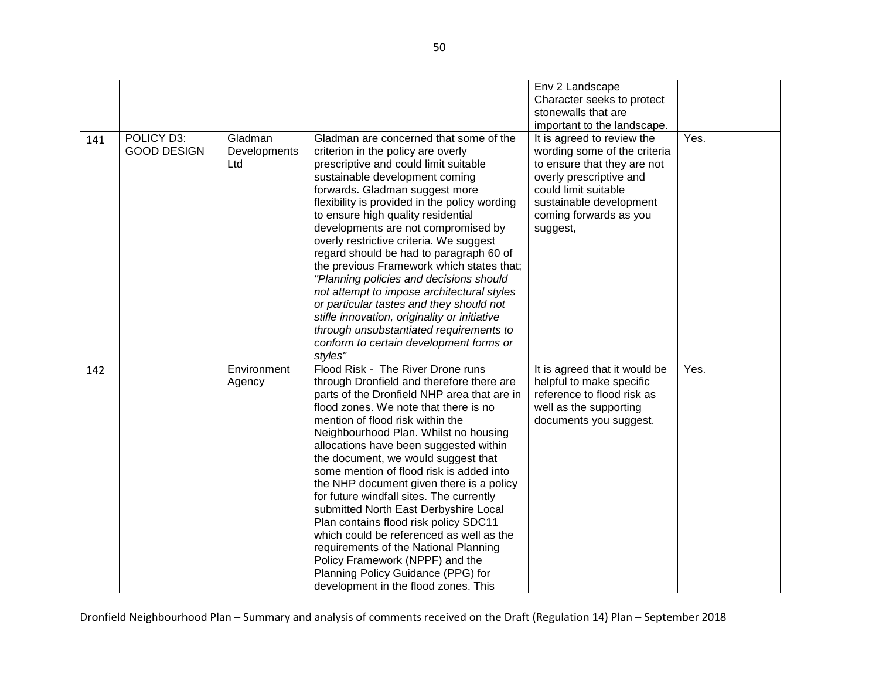| | | | | | |
|---|---|---|---|---|---|
| | | | | Env 2 Landscape Character seeks to protect stonewalls that are important to the landscape. | |
| 141 | POLICY D3: GOOD DESIGN | Gladman Developments Ltd | Gladman are concerned that some of the criterion in the policy are overly prescriptive and could limit suitable sustainable development coming forwards. Gladman suggest more flexibility is provided in the policy wording to ensure high quality residential developments are not compromised by overly restrictive criteria. We suggest regard should be had to paragraph 60 of the previous Framework which states that; *"Planning policies and decisions should not attempt to impose architectural styles or particular tastes and they should not stifle innovation, originality or initiative through unsubstantiated requirements to conform to certain development forms or styles"* | It is agreed to review the wording some of the criteria to ensure that they are not overly prescriptive and could limit suitable sustainable development coming forwards as you suggest, | Yes. |
| 142 | | Environment Agency | Flood Risk - The River Drone runs through Dronfield and therefore there are parts of the Dronfield NHP area that are in flood zones. We note that there is no mention of flood risk within the Neighbourhood Plan. Whilst no housing allocations have been suggested within the document, we would suggest that some mention of flood risk is added into the NHP document given there is a policy for future windfall sites. The currently submitted North East Derbyshire Local Plan contains flood risk policy SDC11 which could be referenced as well as the requirements of the National Planning Policy Framework (NPPF) and the Planning Policy Guidance (PPG) for development in the flood zones. This | It is agreed that it would be helpful to make specific reference to flood risk as well as the supporting documents you suggest. | Yes. |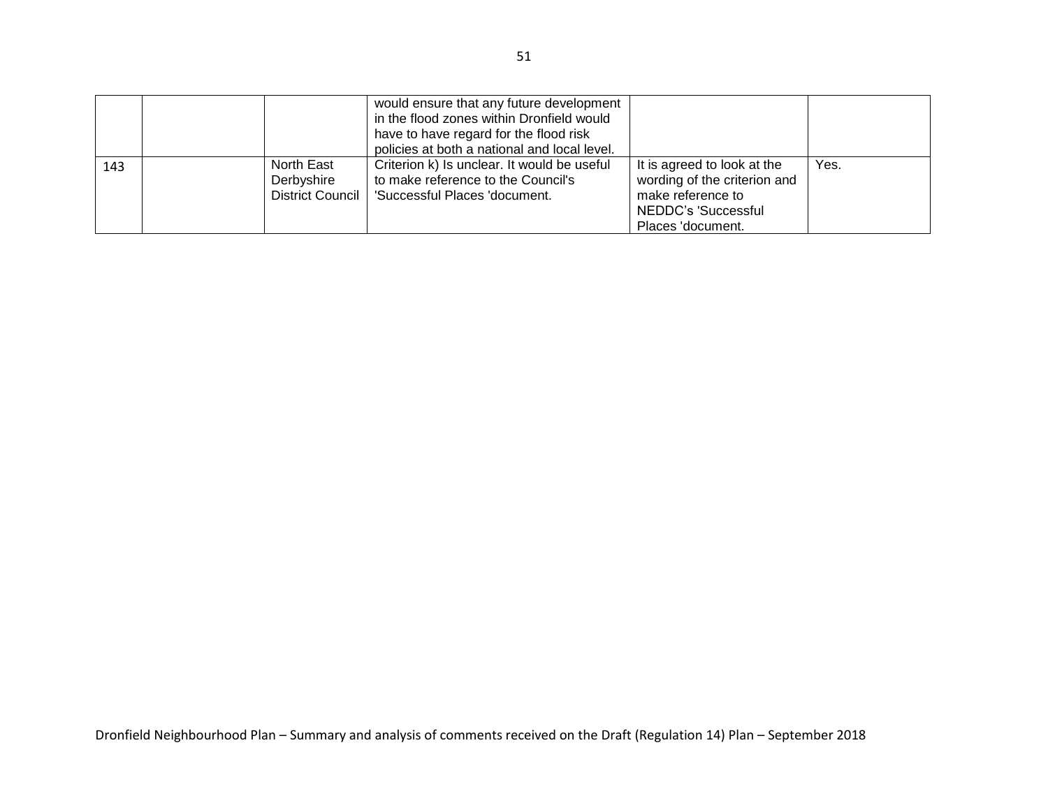| | | | | | |
|---|---|---|---|---|---|
| | | | would ensure that any future development in the flood zones within Dronfield would have to have regard for the flood risk policies at both a national and local level. | | |
| 143 | | North East Derbyshire District Council | Criterion k) Is unclear. It would be useful to make reference to the Council's 'Successful Places 'document. | It is agreed to look at the wording of the criterion and make reference to NEDDC's 'Successful Places 'document. | Yes. |